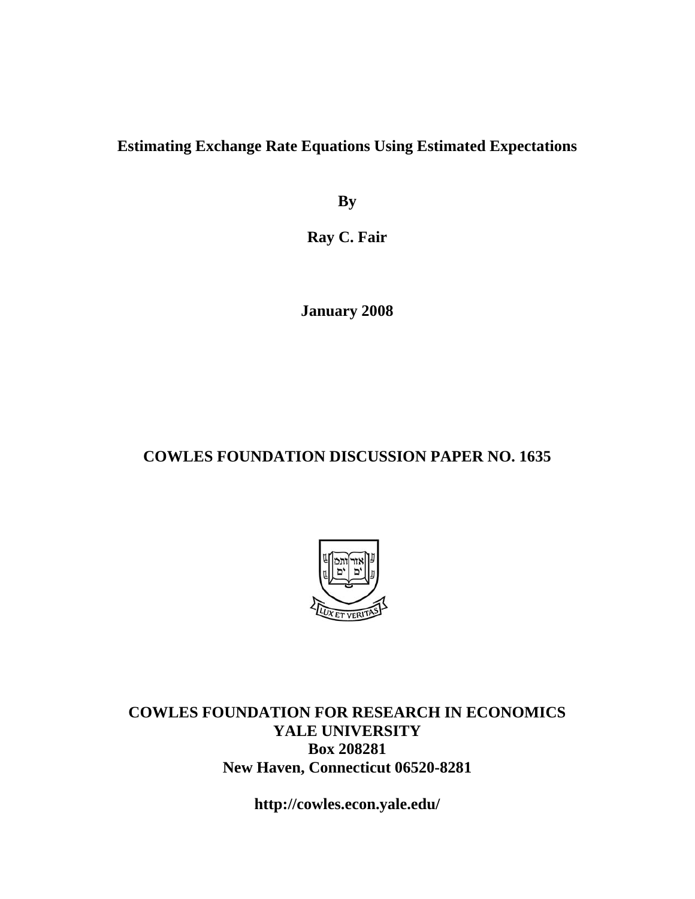# Estimating Exchange Rate Equations Using Estimated Expectations

**By**

**Ray C. Fair**

**January 2008**

**COWLES FOUNDATION DISCUSSION PAPER NO. 1635**

**COWLES FOUNDATION FOR RESEARCH IN ECONOMICS**
**YALE UNIVERSITY**
**Box 208281**
**New Haven, Connecticut 06520-8281**

**http://cowles.econ.yale.edu/**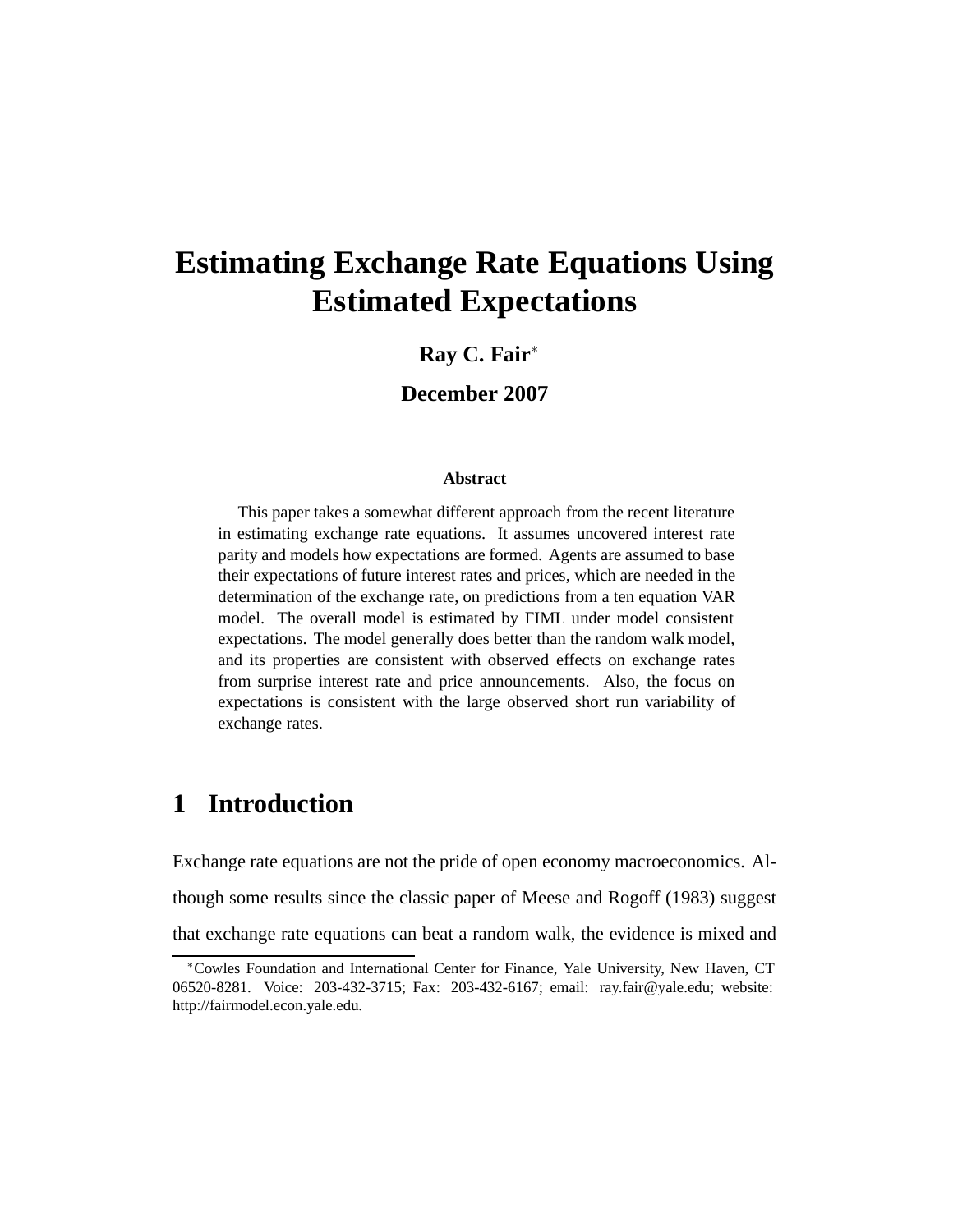# Estimating Exchange Rate Equations Using Estimated Expectations

**Ray C. Fair**[*]

**December 2007**

### Abstract

This paper takes a somewhat different approach from the recent literature in estimating exchange rate equations. It assumes uncovered interest rate parity and models how expectations are formed. Agents are assumed to base their expectations of future interest rates and prices, which are needed in the determination of the exchange rate, on predictions from a ten equation VAR model. The overall model is estimated by FIML under model consistent expectations. The model generally does better than the random walk model, and its properties are consistent with observed effects on exchange rates from surprise interest rate and price announcements. Also, the focus on expectations is consistent with the large observed short run variability of exchange rates.

## 1 Introduction

Exchange rate equations are not the pride of open economy macroeconomics. Although some results since the classic paper of Meese and Rogoff (1983) suggest that exchange rate equations can beat a random walk, the evidence is mixed and

[*] Cowles Foundation and International Center for Finance, Yale University, New Haven, CT 06520-8281. Voice: 203-432-3715; Fax: 203-432-6167; email: ray.fair@yale.edu; website: http://fairmodel.econ.yale.edu.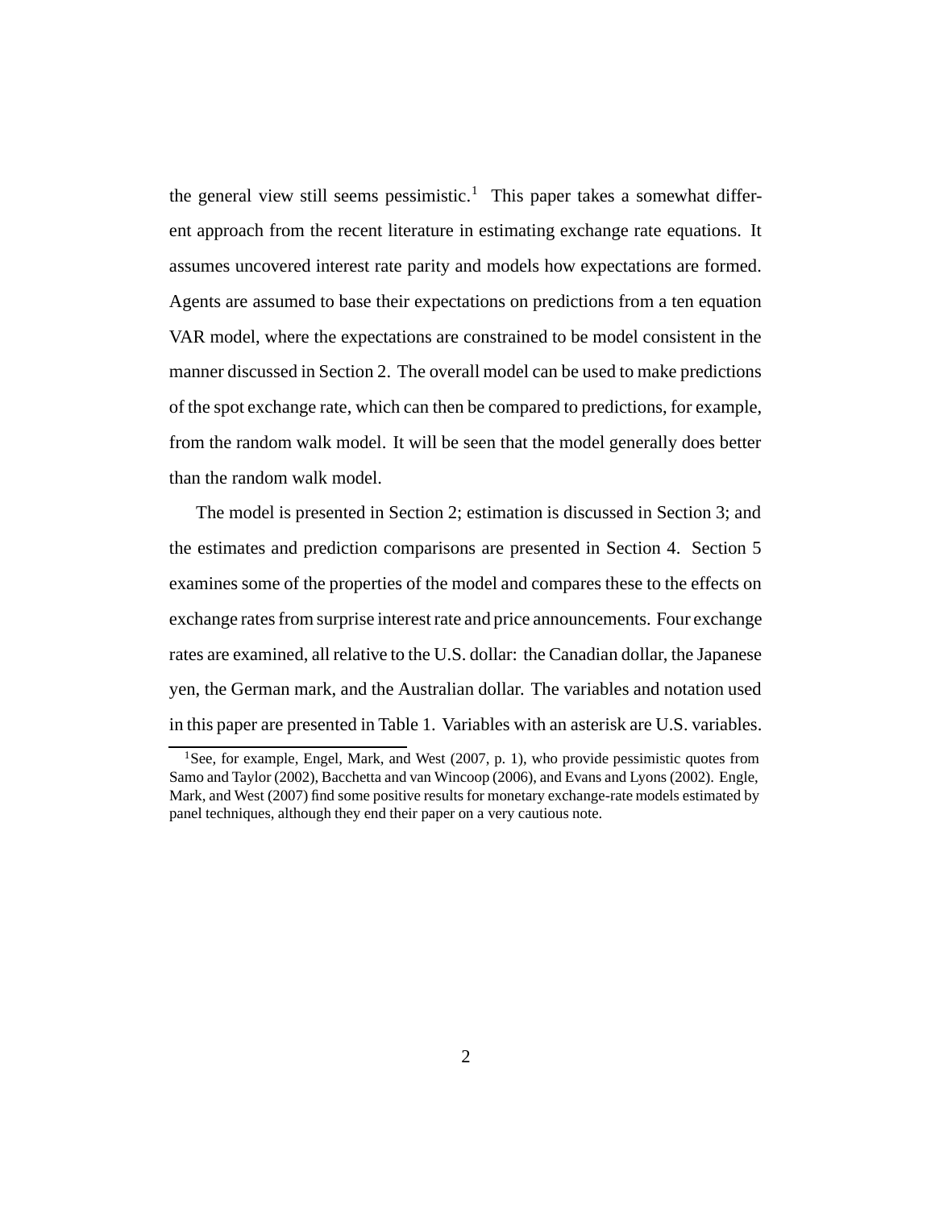the general view still seems pessimistic.[1] This paper takes a somewhat different approach from the recent literature in estimating exchange rate equations. It assumes uncovered interest rate parity and models how expectations are formed. Agents are assumed to base their expectations on predictions from a ten equation VAR model, where the expectations are constrained to be model consistent in the manner discussed in Section 2. The overall model can be used to make predictions of the spot exchange rate, which can then be compared to predictions, for example, from the random walk model. It will be seen that the model generally does better than the random walk model.

The model is presented in Section 2; estimation is discussed in Section 3; and the estimates and prediction comparisons are presented in Section 4. Section 5 examines some of the properties of the model and compares these to the effects on exchange rates from surprise interest rate and price announcements. Four exchange rates are examined, all relative to the U.S. dollar: the Canadian dollar, the Japanese yen, the German mark, and the Australian dollar. The variables and notation used in this paper are presented in Table 1. Variables with an asterisk are U.S. variables.

[1]See, for example, Engel, Mark, and West (2007, p. 1), who provide pessimistic quotes from Samo and Taylor (2002), Bacchetta and van Wincoop (2006), and Evans and Lyons (2002). Engle, Mark, and West (2007) find some positive results for monetary exchange-rate models estimated by panel techniques, although they end their paper on a very cautious note.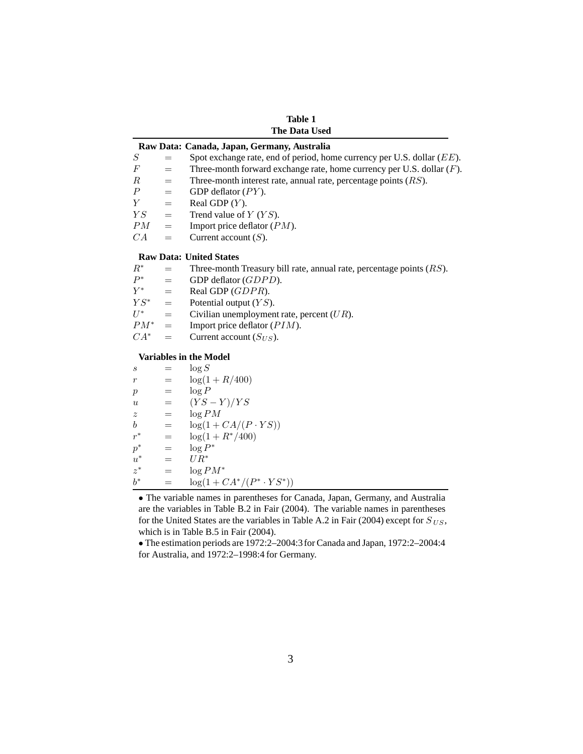**Table 1**
**The Data Used**

| | | |
|---|---|---|
| **Raw Data: Canada, Japan, Germany, Australia** | | |
| $S$ | $=$ | Spot exchange rate, end of period, home currency per U.S. dollar ($EE$). |
| $F$ | $=$ | Three-month forward exchange rate, home currency per U.S. dollar ($F$). |
| $R$ | $=$ | Three-month interest rate, annual rate, percentage points ($RS$). |
| $P$ | $=$ | GDP deflator ($PY$). |
| $Y$ | $=$ | Real GDP ($Y$). |
| $YS$ | $=$ | Trend value of $Y$ ($YS$). |
| $PM$ | $=$ | Import price deflator ($PM$). |
| $CA$ | $=$ | Current account ($S$). |
| **Raw Data: United States** | | |
| $R^*$ | $=$ | Three-month Treasury bill rate, annual rate, percentage points ($RS$). |
| $P^*$ | $=$ | GDP deflator ($GDPD$). |
| $Y^*$ | $=$ | Real GDP ($GDPR$). |
| $YS^*$ | $=$ | Potential output ($YS$). |
| $U^*$ | $=$ | Civilian unemployment rate, percent ($UR$). |
| $PM^*$ | $=$ | Import price deflator ($PIM$). |
| $CA^*$ | $=$ | Current account ($S_{US}$). |
| **Variables in the Model** | | |
| $s$ | $=$ | $\log S$ |
| $r$ | $=$ | $\log(1 + R/400)$ |
| $p$ | $=$ | $\log P$ |
| $u$ | $=$ | $(YS - Y)/YS$ |
| $z$ | $=$ | $\log PM$ |
| $b$ | $=$ | $\log(1 + CA/(P \cdot YS))$ |
| $r^*$ | $=$ | $\log(1 + R^*/400)$ |
| $p^*$ | $=$ | $\log P^*$ |
| $u^*$ | $=$ | $UR^*$ |
| $z^*$ | $=$ | $\log PM^*$ |
| $b^*$ | $=$ | $\log(1 + CA^*/(P^* \cdot YS^*))$ |

- The variable names in parentheses for Canada, Japan, Germany, and Australia are the variables in Table B.2 in Fair (2004). The variable names in parentheses for the United States are the variables in Table A.2 in Fair (2004) except for $S_{US}$, which is in Table B.5 in Fair (2004).
- The estimation periods are 1972:2–2004:3 for Canada and Japan, 1972:2–2004:4 for Australia, and 1972:2–1998:4 for Germany.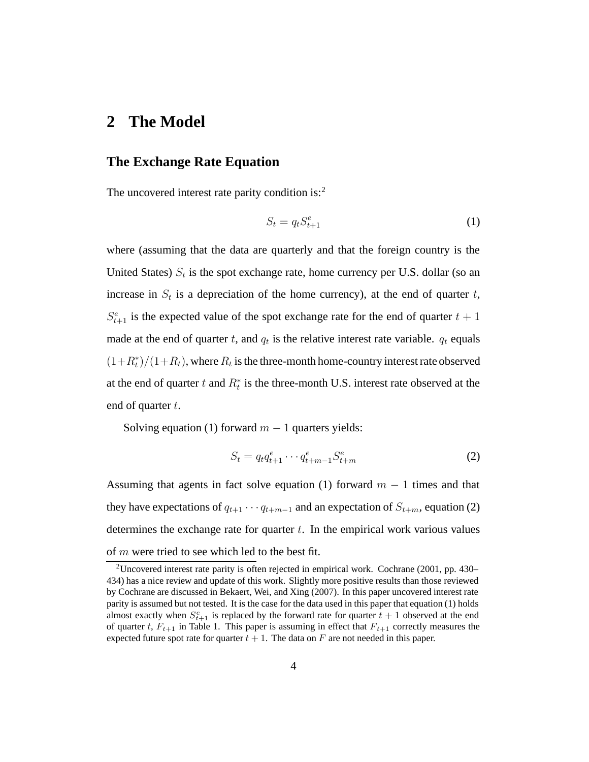## 2 The Model

### The Exchange Rate Equation

The uncovered interest rate parity condition is:[2]

$$S_t = q_t S^e_{t+1} \tag{1}$$

where (assuming that the data are quarterly and that the foreign country is the United States) $S_t$ is the spot exchange rate, home currency per U.S. dollar (so an increase in $S_t$ is a depreciation of the home currency), at the end of quarter $t$, $S^e_{t+1}$ is the expected value of the spot exchange rate for the end of quarter $t+1$ made at the end of quarter $t$, and $q_t$ is the relative interest rate variable. $q_t$ equals $(1+R^*_t)/(1+R_t)$, where $R_t$ is the three-month home-country interest rate observed at the end of quarter $t$ and $R^*_t$ is the three-month U.S. interest rate observed at the end of quarter $t$.

Solving equation (1) forward $m-1$ quarters yields:

$$S_t = q_t q^e_{t+1} \cdots q^e_{t+m-1} S^e_{t+m} \tag{2}$$

Assuming that agents in fact solve equation (1) forward $m-1$ times and that they have expectations of $q_{t+1} \cdots q_{t+m-1}$ and an expectation of $S_{t+m}$, equation (2) determines the exchange rate for quarter $t$. In the empirical work various values of $m$ were tried to see which led to the best fit.

[2] Uncovered interest rate parity is often rejected in empirical work. Cochrane (2001, pp. 430–434) has a nice review and update of this work. Slightly more positive results than those reviewed by Cochrane are discussed in Bekaert, Wei, and Xing (2007). In this paper uncovered interest rate parity is assumed but not tested. It is the case for the data used in this paper that equation (1) holds almost exactly when $S^e_{t+1}$ is replaced by the forward rate for quarter $t+1$ observed at the end of quarter $t$, $F_{t+1}$ in Table 1. This paper is assuming in effect that $F_{t+1}$ correctly measures the expected future spot rate for quarter $t+1$. The data on $F$ are not needed in this paper.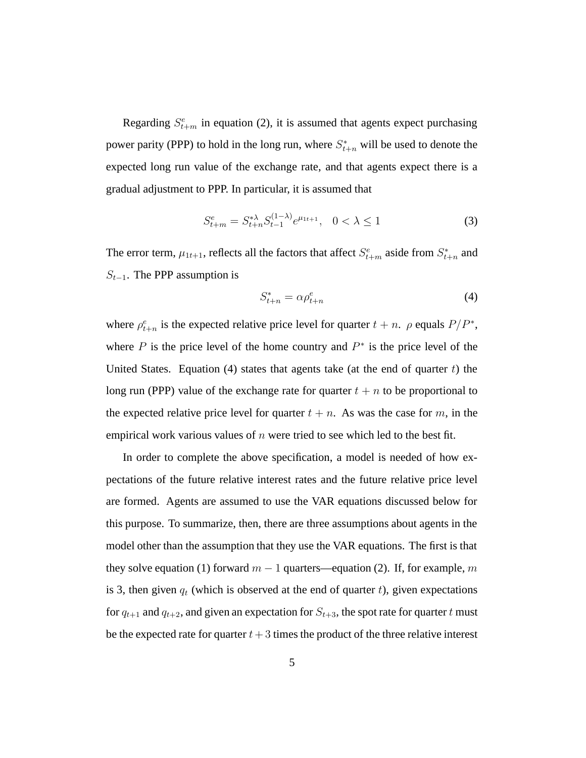Regarding $S^e_{t+m}$ in equation (2), it is assumed that agents expect purchasing power parity (PPP) to hold in the long run, where $S^*_{t+n}$ will be used to denote the expected long run value of the exchange rate, and that agents expect there is a gradual adjustment to PPP. In particular, it is assumed that

$$S^e_{t+m} = S^{*\lambda}_{t+n} S^{(1-\lambda)}_{t-1} e^{\mu_{1t+1}}, \quad 0 < \lambda \leq 1 \tag{3}$$

The error term, $\mu_{1t+1}$, reflects all the factors that affect $S^e_{t+m}$ aside from $S^*_{t+n}$ and $S_{t-1}$. The PPP assumption is

$$S^*_{t+n} = \alpha \rho^e_{t+n} \tag{4}$$

where $\rho^e_{t+n}$ is the expected relative price level for quarter $t+n$. $\rho$ equals $P/P^*$, where $P$ is the price level of the home country and $P^*$ is the price level of the United States. Equation (4) states that agents take (at the end of quarter $t$) the long run (PPP) value of the exchange rate for quarter $t+n$ to be proportional to the expected relative price level for quarter $t+n$. As was the case for $m$, in the empirical work various values of $n$ were tried to see which led to the best fit.

In order to complete the above specification, a model is needed of how expectations of the future relative interest rates and the future relative price level are formed. Agents are assumed to use the VAR equations discussed below for this purpose. To summarize, then, there are three assumptions about agents in the model other than the assumption that they use the VAR equations. The first is that they solve equation (1) forward $m-1$ quarters—equation (2). If, for example, $m$ is 3, then given $q_t$ (which is observed at the end of quarter $t$), given expectations for $q_{t+1}$ and $q_{t+2}$, and given an expectation for $S_{t+3}$, the spot rate for quarter $t$ must be the expected rate for quarter $t+3$ times the product of the three relative interest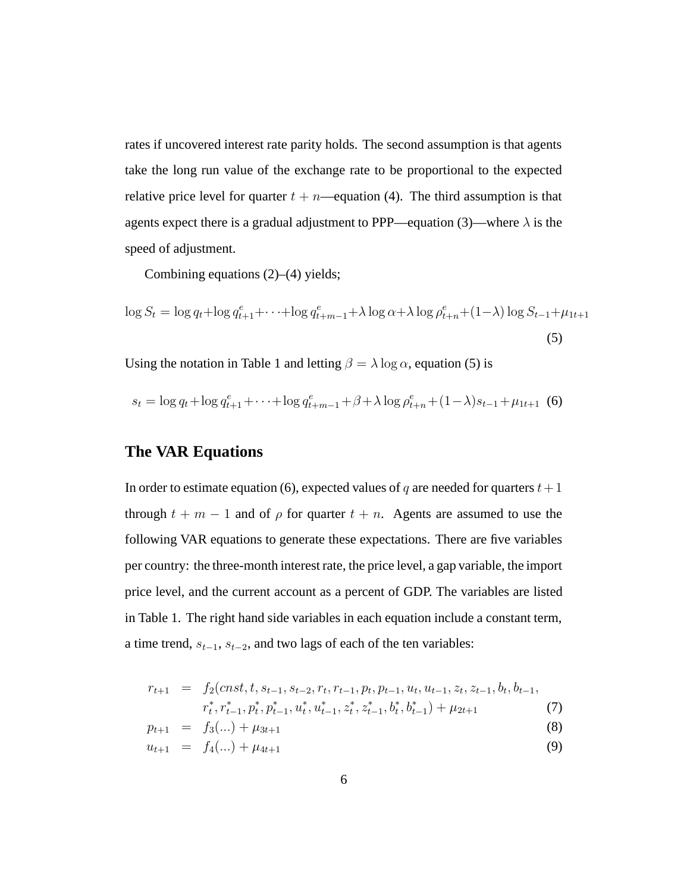rates if uncovered interest rate parity holds. The second assumption is that agents take the long run value of the exchange rate to be proportional to the expected relative price level for quarter $t+n$—equation (4). The third assumption is that agents expect there is a gradual adjustment to PPP—equation (3)—where $\lambda$ is the speed of adjustment.

Combining equations (2)–(4) yields;

$$\log S_t = \log q_t + \log q^e_{t+1} + \cdots + \log q^e_{t+m-1} + \lambda \log \alpha + \lambda \log \rho^e_{t+n} + (1-\lambda) \log S_{t-1} + \mu_{1t+1} \tag{5}$$

Using the notation in Table 1 and letting $\beta = \lambda \log \alpha$, equation (5) is

$$s_t = \log q_t + \log q^e_{t+1} + \cdots + \log q^e_{t+m-1} + \beta + \lambda \log \rho^e_{t+n} + (1-\lambda) s_{t-1} + \mu_{1t+1} \tag{6}$$

## The VAR Equations

In order to estimate equation (6), expected values of $q$ are needed for quarters $t+1$ through $t+m-1$ and of $\rho$ for quarter $t+n$. Agents are assumed to use the following VAR equations to generate these expectations. There are five variables per country: the three-month interest rate, the price level, a gap variable, the import price level, and the current account as a percent of GDP. The variables are listed in Table 1. The right hand side variables in each equation include a constant term, a time trend, $s_{t-1}$, $s_{t-2}$, and two lags of each of the ten variables:

$$\begin{aligned} r_{t+1} &= f_2(cnst, t, s_{t-1}, s_{t-2}, r_t, r_{t-1}, p_t, p_{t-1}, u_t, u_{t-1}, z_t, z_{t-1}, b_t, b_{t-1}, \\ &\quad r^*_t, r^*_{t-1}, p^*_t, p^*_{t-1}, u^*_t, u^*_{t-1}, z^*_t, z^*_{t-1}, b^*_t, b^*_{t-1}) + \mu_{2t+1} \qquad (7) \\ p_{t+1} &= f_3(...) + \mu_{3t+1} \qquad (8) \\ u_{t+1} &= f_4(...) + \mu_{4t+1} \qquad (9) \end{aligned}$$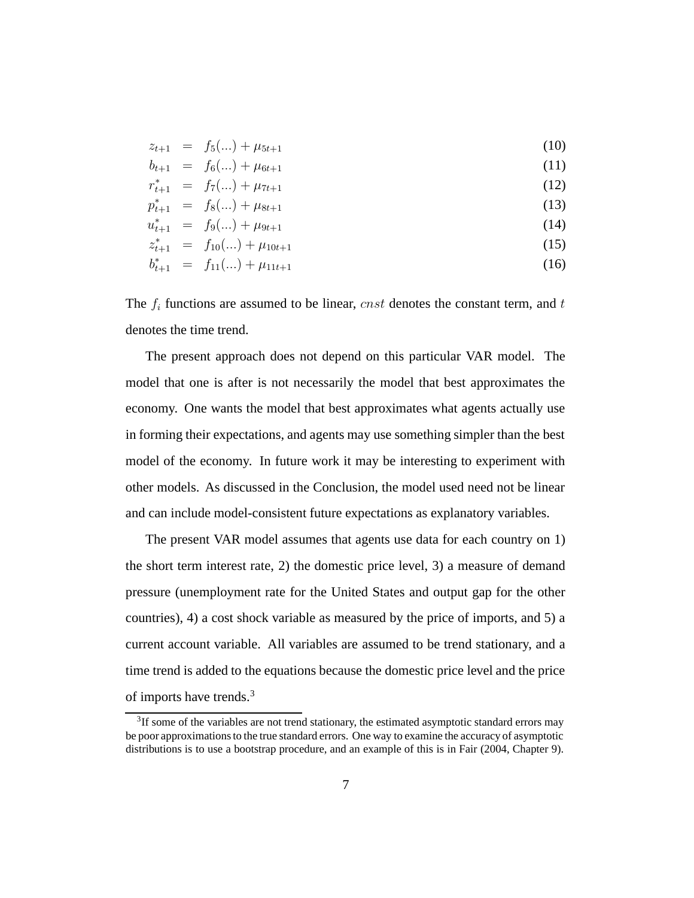$$
\begin{aligned}
z_{t+1} &= f_5(...) + \mu_{5t+1} && (10) \\
b_{t+1} &= f_6(...) + \mu_{6t+1} && (11) \\
r^*_{t+1} &= f_7(...) + \mu_{7t+1} && (12) \\
p^*_{t+1} &= f_8(...) + \mu_{8t+1} && (13) \\
u^*_{t+1} &= f_9(...) + \mu_{9t+1} && (14) \\
z^*_{t+1} &= f_{10}(...) + \mu_{10t+1} && (15) \\
b^*_{t+1} &= f_{11}(...) + \mu_{11t+1} && (16)
\end{aligned}
$$

The $f_i$ functions are assumed to be linear, $cnst$ denotes the constant term, and $t$ denotes the time trend.

The present approach does not depend on this particular VAR model. The model that one is after is not necessarily the model that best approximates the economy. One wants the model that best approximates what agents actually use in forming their expectations, and agents may use something simpler than the best model of the economy. In future work it may be interesting to experiment with other models. As discussed in the Conclusion, the model used need not be linear and can include model-consistent future expectations as explanatory variables.

The present VAR model assumes that agents use data for each country on 1) the short term interest rate, 2) the domestic price level, 3) a measure of demand pressure (unemployment rate for the United States and output gap for the other countries), 4) a cost shock variable as measured by the price of imports, and 5) a current account variable. All variables are assumed to be trend stationary, and a time trend is added to the equations because the domestic price level and the price of imports have trends.[3]

[3] If some of the variables are not trend stationary, the estimated asymptotic standard errors may be poor approximations to the true standard errors. One way to examine the accuracy of asymptotic distributions is to use a bootstrap procedure, and an example of this is in Fair (2004, Chapter 9).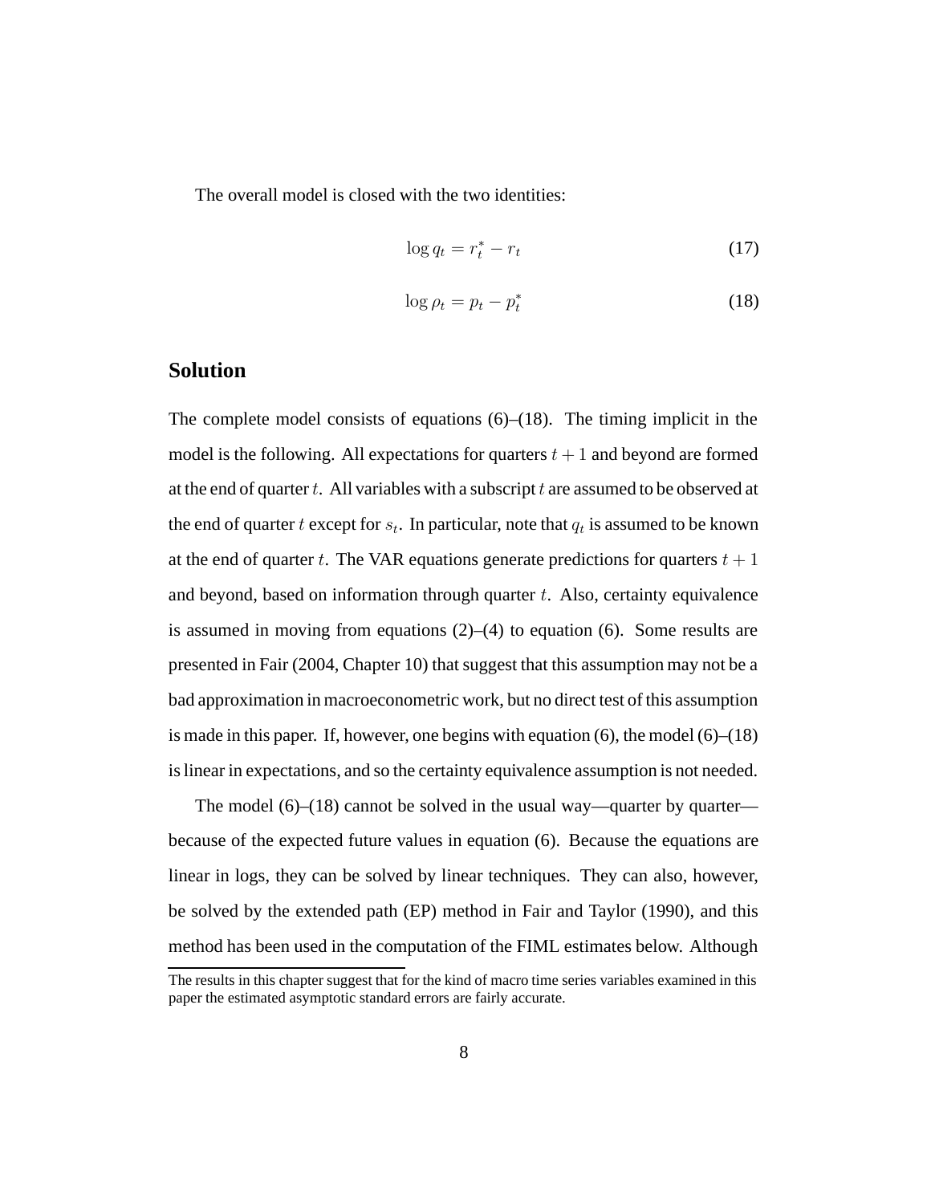The overall model is closed with the two identities:

$$\log q_t = r_t^* - r_t \tag{17}$$

$$\log \rho_t = p_t - p_t^* \tag{18}$$

## Solution

The complete model consists of equations (6)–(18). The timing implicit in the model is the following. All expectations for quarters $t+1$ and beyond are formed at the end of quarter $t$. All variables with a subscript $t$ are assumed to be observed at the end of quarter $t$ except for $s_t$. In particular, note that $q_t$ is assumed to be known at the end of quarter $t$. The VAR equations generate predictions for quarters $t+1$ and beyond, based on information through quarter $t$. Also, certainty equivalence is assumed in moving from equations (2)–(4) to equation (6). Some results are presented in Fair (2004, Chapter 10) that suggest that this assumption may not be a bad approximation in macroeconometric work, but no direct test of this assumption is made in this paper. If, however, one begins with equation (6), the model (6)–(18) is linear in expectations, and so the certainty equivalence assumption is not needed.

The model (6)–(18) cannot be solved in the usual way—quarter by quarter—because of the expected future values in equation (6). Because the equations are linear in logs, they can be solved by linear techniques. They can also, however, be solved by the extended path (EP) method in Fair and Taylor (1990), and this method has been used in the computation of the FIML estimates below. Although

---

The results in this chapter suggest that for the kind of macro time series variables examined in this paper the estimated asymptotic standard errors are fairly accurate.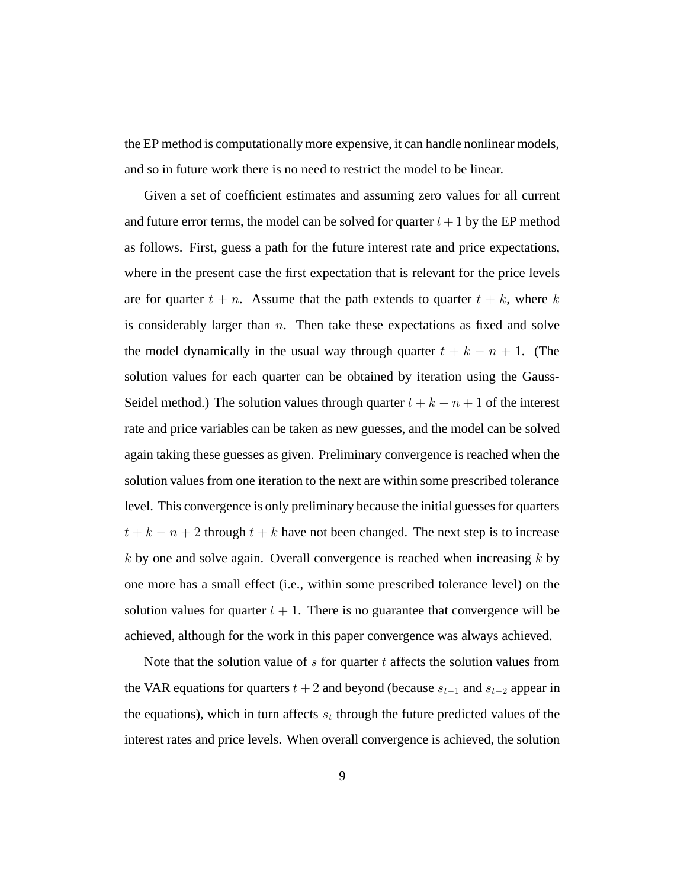the EP method is computationally more expensive, it can handle nonlinear models, and so in future work there is no need to restrict the model to be linear.

Given a set of coefficient estimates and assuming zero values for all current and future error terms, the model can be solved for quarter $t+1$ by the EP method as follows. First, guess a path for the future interest rate and price expectations, where in the present case the first expectation that is relevant for the price levels are for quarter $t+n$. Assume that the path extends to quarter $t+k$, where $k$ is considerably larger than $n$. Then take these expectations as fixed and solve the model dynamically in the usual way through quarter $t+k-n+1$. (The solution values for each quarter can be obtained by iteration using the Gauss-Seidel method.) The solution values through quarter $t+k-n+1$ of the interest rate and price variables can be taken as new guesses, and the model can be solved again taking these guesses as given. Preliminary convergence is reached when the solution values from one iteration to the next are within some prescribed tolerance level. This convergence is only preliminary because the initial guesses for quarters $t+k-n+2$ through $t+k$ have not been changed. The next step is to increase $k$ by one and solve again. Overall convergence is reached when increasing $k$ by one more has a small effect (i.e., within some prescribed tolerance level) on the solution values for quarter $t+1$. There is no guarantee that convergence will be achieved, although for the work in this paper convergence was always achieved.

Note that the solution value of $s$ for quarter $t$ affects the solution values from the VAR equations for quarters $t+2$ and beyond (because $s_{t-1}$ and $s_{t-2}$ appear in the equations), which in turn affects $s_t$ through the future predicted values of the interest rates and price levels. When overall convergence is achieved, the solution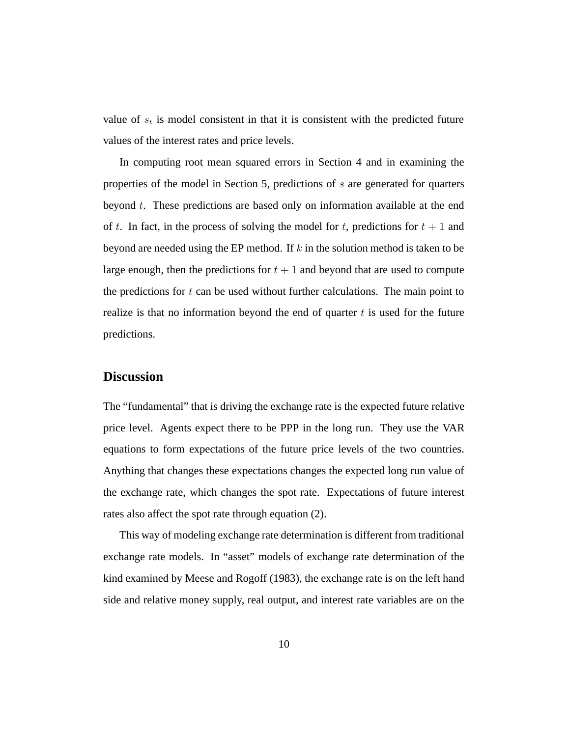value of $s_t$ is model consistent in that it is consistent with the predicted future values of the interest rates and price levels.

In computing root mean squared errors in Section 4 and in examining the properties of the model in Section 5, predictions of $s$ are generated for quarters beyond $t$. These predictions are based only on information available at the end of $t$. In fact, in the process of solving the model for $t$, predictions for $t+1$ and beyond are needed using the EP method. If $k$ in the solution method is taken to be large enough, then the predictions for $t+1$ and beyond that are used to compute the predictions for $t$ can be used without further calculations. The main point to realize is that no information beyond the end of quarter $t$ is used for the future predictions.

## Discussion

The "fundamental" that is driving the exchange rate is the expected future relative price level. Agents expect there to be PPP in the long run. They use the VAR equations to form expectations of the future price levels of the two countries. Anything that changes these expectations changes the expected long run value of the exchange rate, which changes the spot rate. Expectations of future interest rates also affect the spot rate through equation (2).

This way of modeling exchange rate determination is different from traditional exchange rate models. In "asset" models of exchange rate determination of the kind examined by Meese and Rogoff (1983), the exchange rate is on the left hand side and relative money supply, real output, and interest rate variables are on the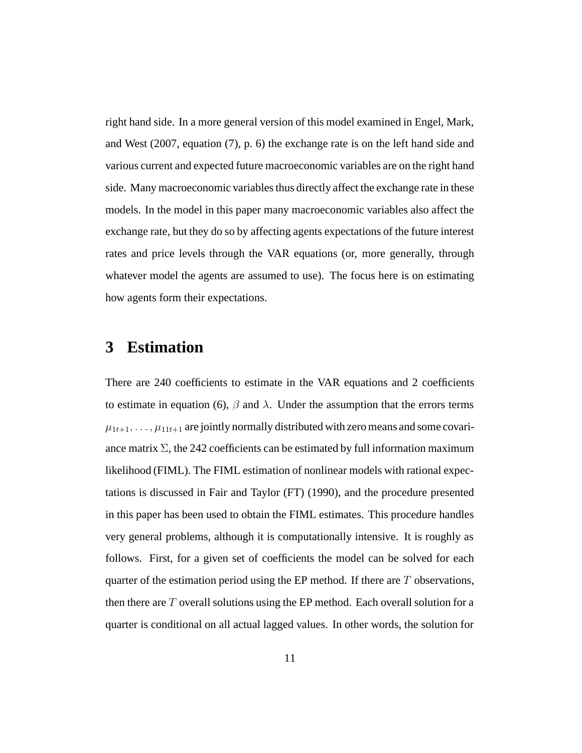right hand side. In a more general version of this model examined in Engel, Mark, and West (2007, equation (7), p. 6) the exchange rate is on the left hand side and various current and expected future macroeconomic variables are on the right hand side. Many macroeconomic variables thus directly affect the exchange rate in these models. In the model in this paper many macroeconomic variables also affect the exchange rate, but they do so by affecting agents expectations of the future interest rates and price levels through the VAR equations (or, more generally, through whatever model the agents are assumed to use). The focus here is on estimating how agents form their expectations.

# 3 Estimation

There are 240 coefficients to estimate in the VAR equations and 2 coefficients to estimate in equation (6), $\beta$ and $\lambda$. Under the assumption that the errors terms $\mu_{1t+1}, \ldots, \mu_{11t+1}$ are jointly normally distributed with zero means and some covariance matrix $\Sigma$, the 242 coefficients can be estimated by full information maximum likelihood (FIML). The FIML estimation of nonlinear models with rational expectations is discussed in Fair and Taylor (FT) (1990), and the procedure presented in this paper has been used to obtain the FIML estimates. This procedure handles very general problems, although it is computationally intensive. It is roughly as follows. First, for a given set of coefficients the model can be solved for each quarter of the estimation period using the EP method. If there are $T$ observations, then there are $T$ overall solutions using the EP method. Each overall solution for a quarter is conditional on all actual lagged values. In other words, the solution for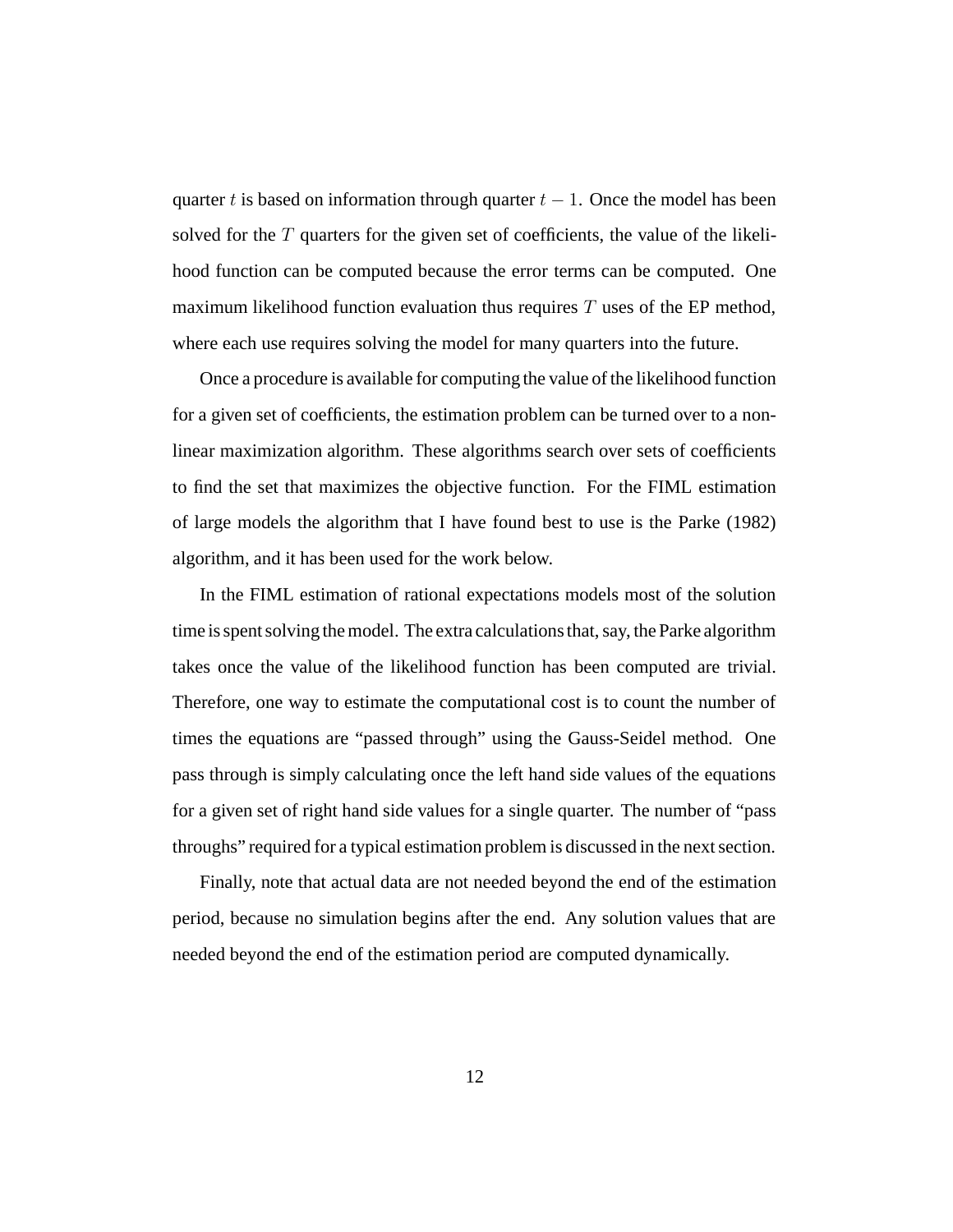quarter $t$ is based on information through quarter $t-1$. Once the model has been solved for the $T$ quarters for the given set of coefficients, the value of the likelihood function can be computed because the error terms can be computed. One maximum likelihood function evaluation thus requires $T$ uses of the EP method, where each use requires solving the model for many quarters into the future.

Once a procedure is available for computing the value of the likelihood function for a given set of coefficients, the estimation problem can be turned over to a nonlinear maximization algorithm. These algorithms search over sets of coefficients to find the set that maximizes the objective function. For the FIML estimation of large models the algorithm that I have found best to use is the Parke (1982) algorithm, and it has been used for the work below.

In the FIML estimation of rational expectations models most of the solution time is spent solving the model. The extra calculations that, say, the Parke algorithm takes once the value of the likelihood function has been computed are trivial. Therefore, one way to estimate the computational cost is to count the number of times the equations are "passed through" using the Gauss-Seidel method. One pass through is simply calculating once the left hand side values of the equations for a given set of right hand side values for a single quarter. The number of "pass throughs" required for a typical estimation problem is discussed in the next section.

Finally, note that actual data are not needed beyond the end of the estimation period, because no simulation begins after the end. Any solution values that are needed beyond the end of the estimation period are computed dynamically.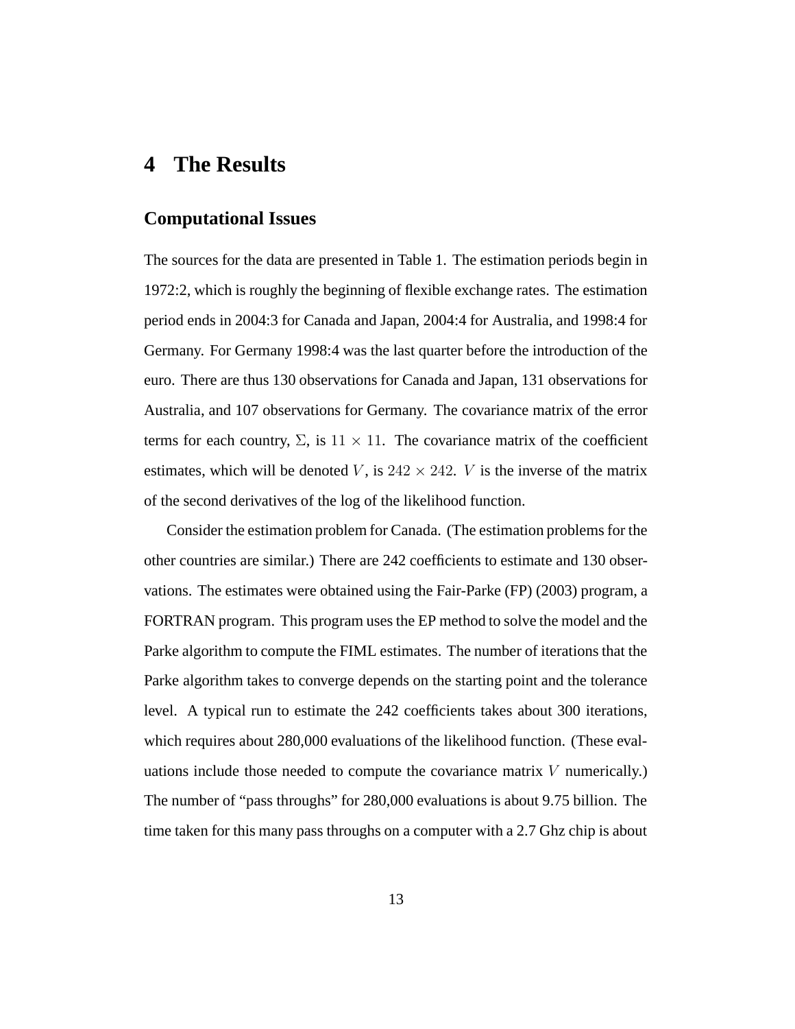# 4 The Results

## Computational Issues

The sources for the data are presented in Table 1. The estimation periods begin in 1972:2, which is roughly the beginning of flexible exchange rates. The estimation period ends in 2004:3 for Canada and Japan, 2004:4 for Australia, and 1998:4 for Germany. For Germany 1998:4 was the last quarter before the introduction of the euro. There are thus 130 observations for Canada and Japan, 131 observations for Australia, and 107 observations for Germany. The covariance matrix of the error terms for each country, $\Sigma$, is $11 \times 11$. The covariance matrix of the coefficient estimates, which will be denoted $V$, is $242 \times 242$. $V$ is the inverse of the matrix of the second derivatives of the log of the likelihood function.

Consider the estimation problem for Canada. (The estimation problems for the other countries are similar.) There are 242 coefficients to estimate and 130 observations. The estimates were obtained using the Fair-Parke (FP) (2003) program, a FORTRAN program. This program uses the EP method to solve the model and the Parke algorithm to compute the FIML estimates. The number of iterations that the Parke algorithm takes to converge depends on the starting point and the tolerance level. A typical run to estimate the 242 coefficients takes about 300 iterations, which requires about 280,000 evaluations of the likelihood function. (These evaluations include those needed to compute the covariance matrix $V$ numerically.) The number of "pass throughs" for 280,000 evaluations is about 9.75 billion. The time taken for this many pass throughs on a computer with a 2.7 Ghz chip is about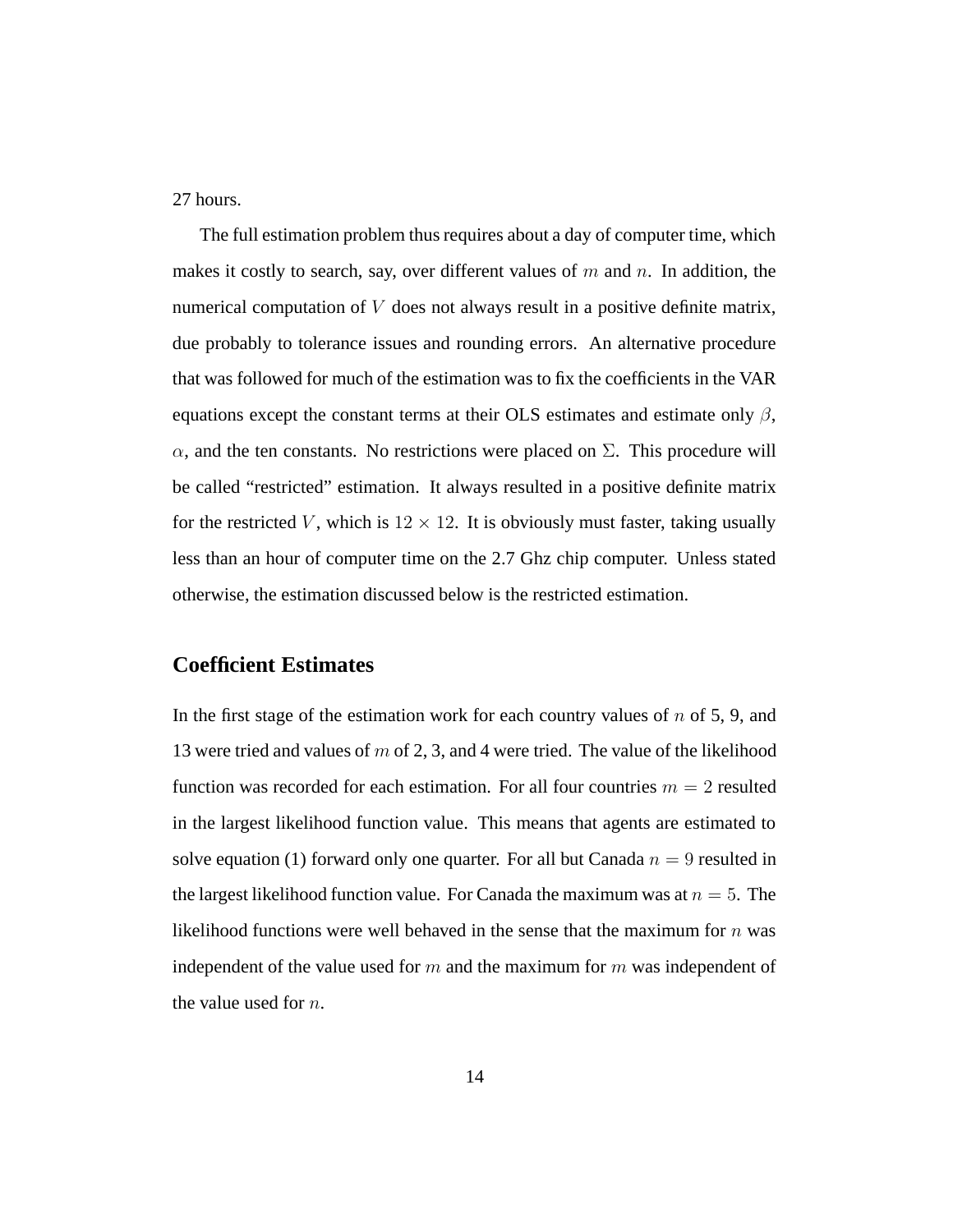27 hours.

The full estimation problem thus requires about a day of computer time, which makes it costly to search, say, over different values of $m$ and $n$. In addition, the numerical computation of $V$ does not always result in a positive definite matrix, due probably to tolerance issues and rounding errors. An alternative procedure that was followed for much of the estimation was to fix the coefficients in the VAR equations except the constant terms at their OLS estimates and estimate only $\beta$, $\alpha$, and the ten constants. No restrictions were placed on $\Sigma$. This procedure will be called "restricted" estimation. It always resulted in a positive definite matrix for the restricted $V$, which is $12 \times 12$. It is obviously must faster, taking usually less than an hour of computer time on the 2.7 Ghz chip computer. Unless stated otherwise, the estimation discussed below is the restricted estimation.

## Coefficient Estimates

In the first stage of the estimation work for each country values of $n$ of 5, 9, and 13 were tried and values of $m$ of 2, 3, and 4 were tried. The value of the likelihood function was recorded for each estimation. For all four countries $m = 2$ resulted in the largest likelihood function value. This means that agents are estimated to solve equation (1) forward only one quarter. For all but Canada $n = 9$ resulted in the largest likelihood function value. For Canada the maximum was at $n = 5$. The likelihood functions were well behaved in the sense that the maximum for $n$ was independent of the value used for $m$ and the maximum for $m$ was independent of the value used for $n$.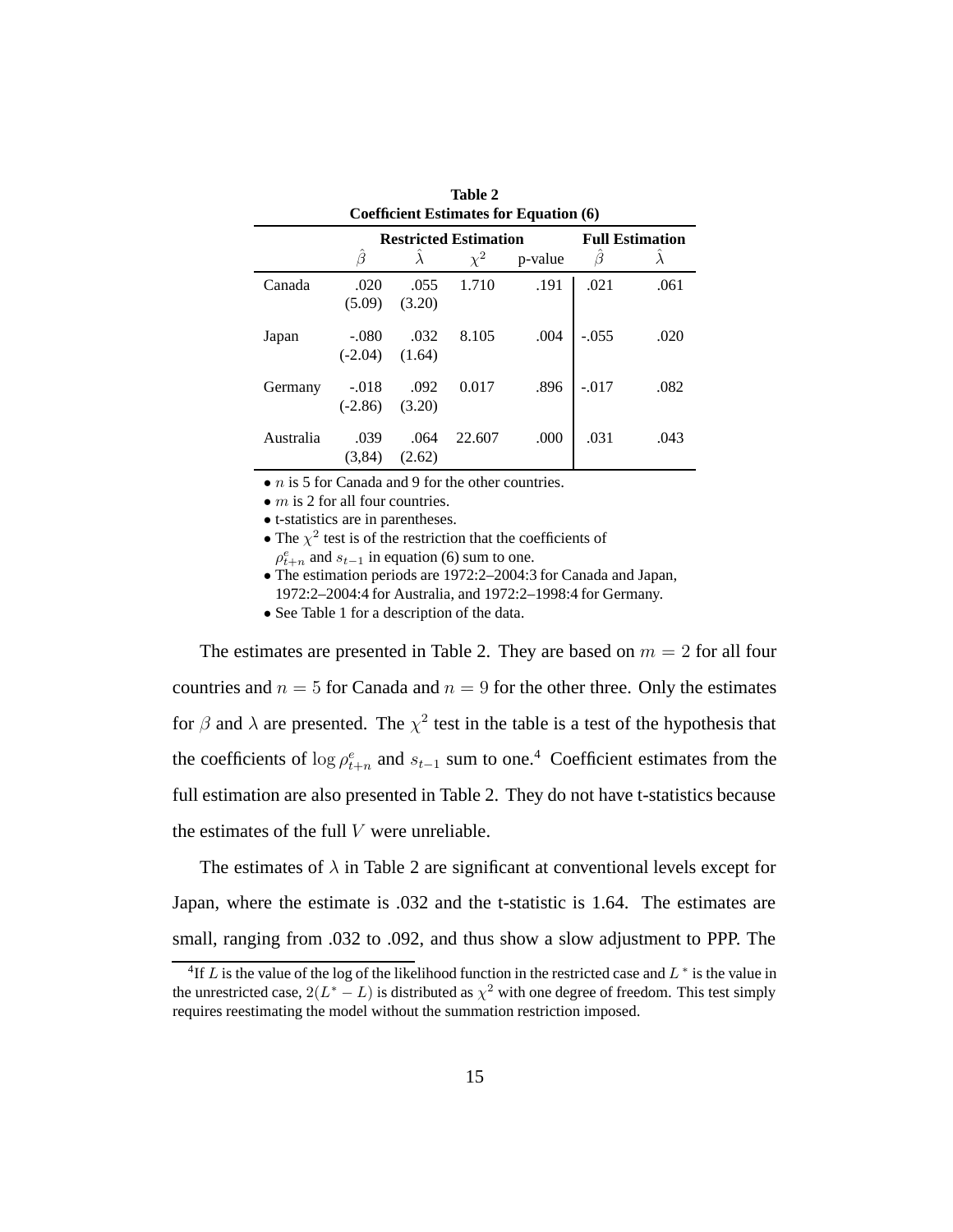**Table 2**
**Coefficient Estimates for Equation (6)**

| | Restricted Estimation | | | | Full Estimation | |
|---|---|---|---|---|---|---|
| | $\hat{\beta}$ | $\hat{\lambda}$ | $\chi^2$ | p-value | $\hat{\beta}$ | $\hat{\lambda}$ |
| Canada | .020 (5.09) | .055 (3.20) | 1.710 | .191 | .021 | .061 |
| Japan | -.080 (-2.04) | .032 (1.64) | 8.105 | .004 | -.055 | .020 |
| Germany | -.018 (-2.86) | .092 (3.20) | 0.017 | .896 | -.017 | .082 |
| Australia | .039 (3,84) | .064 (2.62) | 22.607 | .000 | .031 | .043 |

- $n$ is 5 for Canada and 9 for the other countries.
- $m$ is 2 for all four countries.
- t-statistics are in parentheses.
- The $\chi^2$ test is of the restriction that the coefficients of $\rho^e_{t+n}$ and $s_{t-1}$ in equation (6) sum to one.
- The estimation periods are 1972:2–2004:3 for Canada and Japan, 1972:2–2004:4 for Australia, and 1972:2–1998:4 for Germany.
- See Table 1 for a description of the data.

The estimates are presented in Table 2. They are based on $m = 2$ for all four countries and $n = 5$ for Canada and $n = 9$ for the other three. Only the estimates for $\beta$ and $\lambda$ are presented. The $\chi^2$ test in the table is a test of the hypothesis that the coefficients of $\log \rho^e_{t+n}$ and $s_{t-1}$ sum to one.[4] Coefficient estimates from the full estimation are also presented in Table 2. They do not have t-statistics because the estimates of the full $V$ were unreliable.

The estimates of $\lambda$ in Table 2 are significant at conventional levels except for Japan, where the estimate is .032 and the t-statistic is 1.64. The estimates are small, ranging from .032 to .092, and thus show a slow adjustment to PPP. The

[4] If $L$ is the value of the log of the likelihood function in the restricted case and $L^*$ is the value in the unrestricted case, $2(L^* - L)$ is distributed as $\chi^2$ with one degree of freedom. This test simply requires reestimating the model without the summation restriction imposed.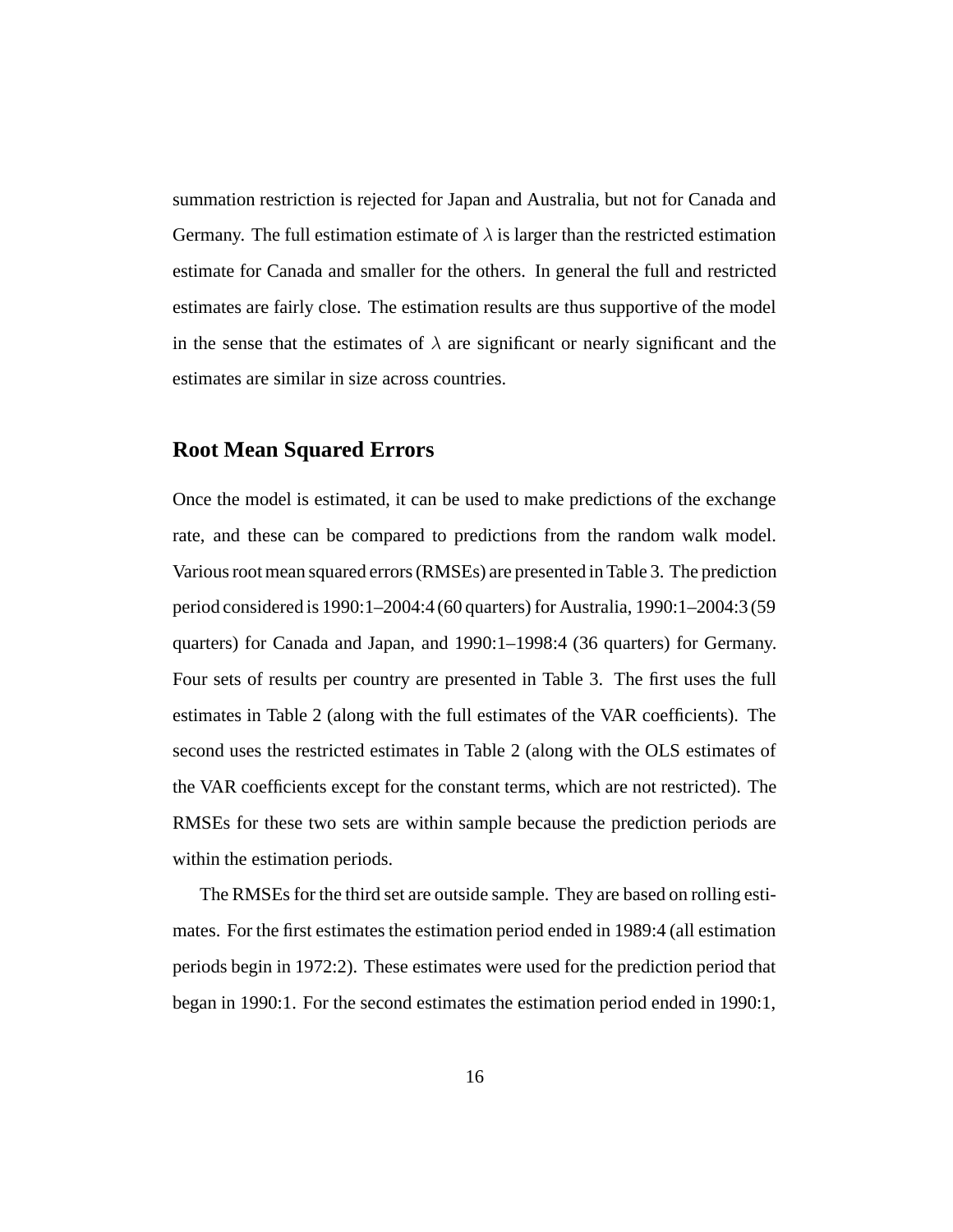summation restriction is rejected for Japan and Australia, but not for Canada and Germany. The full estimation estimate of $\lambda$ is larger than the restricted estimation estimate for Canada and smaller for the others. In general the full and restricted estimates are fairly close. The estimation results are thus supportive of the model in the sense that the estimates of $\lambda$ are significant or nearly significant and the estimates are similar in size across countries.

## Root Mean Squared Errors

Once the model is estimated, it can be used to make predictions of the exchange rate, and these can be compared to predictions from the random walk model. Various root mean squared errors (RMSEs) are presented in Table 3. The prediction period considered is 1990:1–2004:4 (60 quarters) for Australia, 1990:1–2004:3 (59 quarters) for Canada and Japan, and 1990:1–1998:4 (36 quarters) for Germany. Four sets of results per country are presented in Table 3. The first uses the full estimates in Table 2 (along with the full estimates of the VAR coefficients). The second uses the restricted estimates in Table 2 (along with the OLS estimates of the VAR coefficients except for the constant terms, which are not restricted). The RMSEs for these two sets are within sample because the prediction periods are within the estimation periods.

The RMSEs for the third set are outside sample. They are based on rolling estimates. For the first estimates the estimation period ended in 1989:4 (all estimation periods begin in 1972:2). These estimates were used for the prediction period that began in 1990:1. For the second estimates the estimation period ended in 1990:1,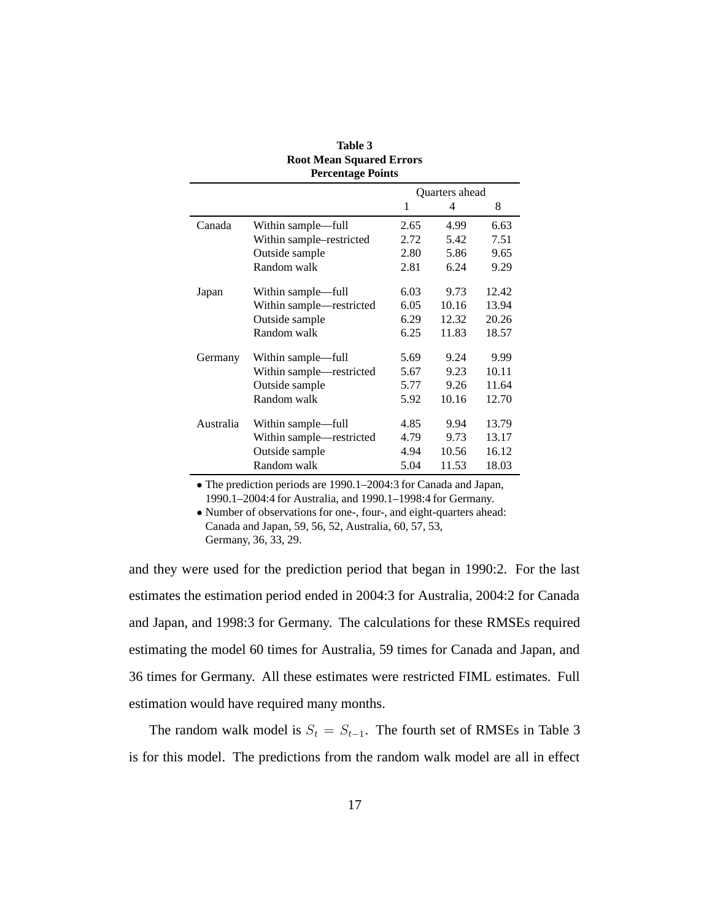**Table 3**
**Root Mean Squared Errors**
**Percentage Points**

| | | Quarters ahead | | |
|---|---|---|---|---|
| | | 1 | 4 | 8 |
| Canada | Within sample—full | 2.65 | 4.99 | 6.63 |
| | Within sample–restricted | 2.72 | 5.42 | 7.51 |
| | Outside sample | 2.80 | 5.86 | 9.65 |
| | Random walk | 2.81 | 6.24 | 9.29 |
| Japan | Within sample—full | 6.03 | 9.73 | 12.42 |
| | Within sample—restricted | 6.05 | 10.16 | 13.94 |
| | Outside sample | 6.29 | 12.32 | 20.26 |
| | Random walk | 6.25 | 11.83 | 18.57 |
| Germany | Within sample—full | 5.69 | 9.24 | 9.99 |
| | Within sample—restricted | 5.67 | 9.23 | 10.11 |
| | Outside sample | 5.77 | 9.26 | 11.64 |
| | Random walk | 5.92 | 10.16 | 12.70 |
| Australia | Within sample—full | 4.85 | 9.94 | 13.79 |
| | Within sample—restricted | 4.79 | 9.73 | 13.17 |
| | Outside sample | 4.94 | 10.56 | 16.12 |
| | Random walk | 5.04 | 11.53 | 18.03 |

- The prediction periods are 1990.1–2004:3 for Canada and Japan, 1990.1–2004:4 for Australia, and 1990.1–1998:4 for Germany.
- Number of observations for one-, four-, and eight-quarters ahead: Canada and Japan, 59, 56, 52, Australia, 60, 57, 53, Germany, 36, 33, 29.

and they were used for the prediction period that began in 1990:2. For the last estimates the estimation period ended in 2004:3 for Australia, 2004:2 for Canada and Japan, and 1998:3 for Germany. The calculations for these RMSEs required estimating the model 60 times for Australia, 59 times for Canada and Japan, and 36 times for Germany. All these estimates were restricted FIML estimates. Full estimation would have required many months.

The random walk model is $S_t = S_{t-1}$. The fourth set of RMSEs in Table 3 is for this model. The predictions from the random walk model are all in effect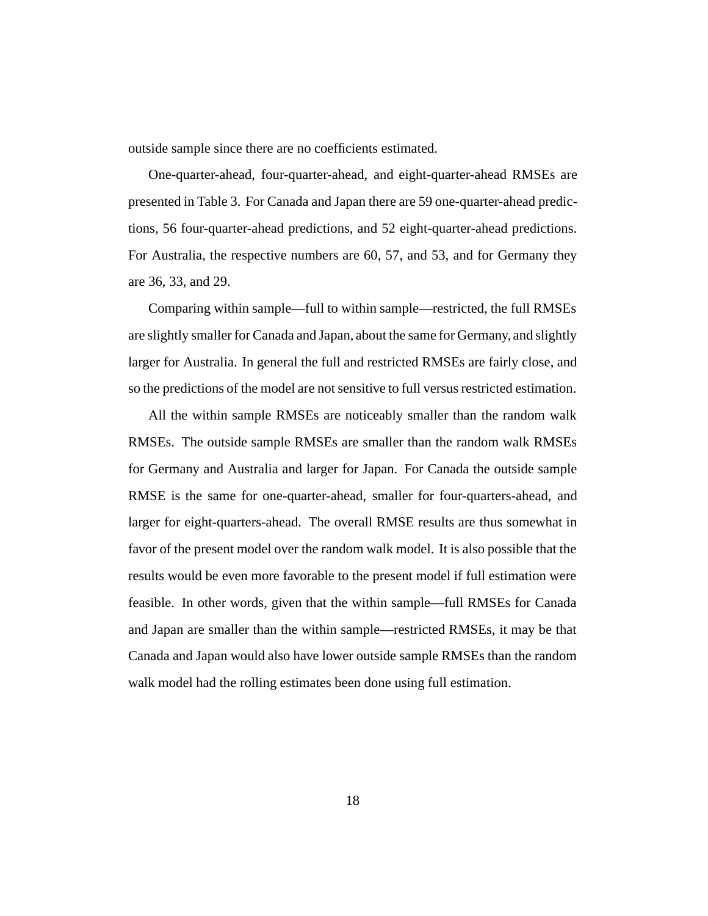outside sample since there are no coefficients estimated.

One-quarter-ahead, four-quarter-ahead, and eight-quarter-ahead RMSEs are presented in Table 3. For Canada and Japan there are 59 one-quarter-ahead predictions, 56 four-quarter-ahead predictions, and 52 eight-quarter-ahead predictions. For Australia, the respective numbers are 60, 57, and 53, and for Germany they are 36, 33, and 29.

Comparing within sample—full to within sample—restricted, the full RMSEs are slightly smaller for Canada and Japan, about the same for Germany, and slightly larger for Australia. In general the full and restricted RMSEs are fairly close, and so the predictions of the model are not sensitive to full versus restricted estimation.

All the within sample RMSEs are noticeably smaller than the random walk RMSEs. The outside sample RMSEs are smaller than the random walk RMSEs for Germany and Australia and larger for Japan. For Canada the outside sample RMSE is the same for one-quarter-ahead, smaller for four-quarters-ahead, and larger for eight-quarters-ahead. The overall RMSE results are thus somewhat in favor of the present model over the random walk model. It is also possible that the results would be even more favorable to the present model if full estimation were feasible. In other words, given that the within sample—full RMSEs for Canada and Japan are smaller than the within sample—restricted RMSEs, it may be that Canada and Japan would also have lower outside sample RMSEs than the random walk model had the rolling estimates been done using full estimation.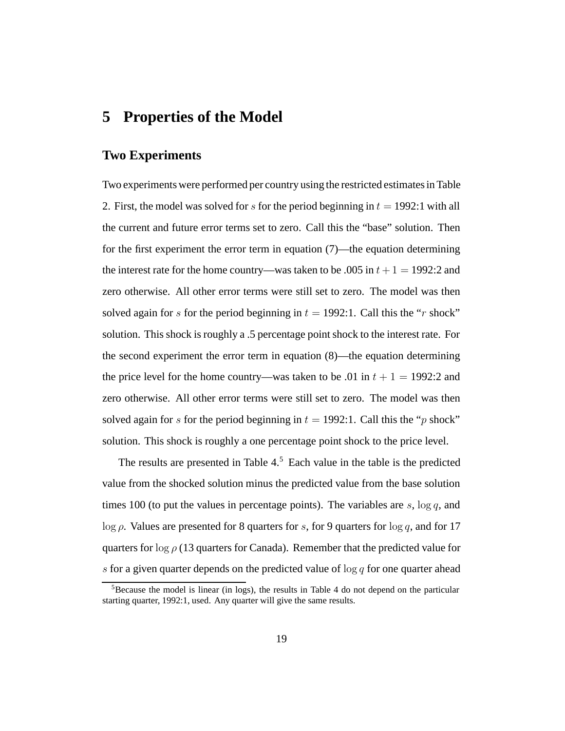# 5 Properties of the Model

## Two Experiments

Two experiments were performed per country using the restricted estimates in Table 2. First, the model was solved for $s$ for the period beginning in $t$ = 1992:1 with all the current and future error terms set to zero. Call this the "base" solution. Then for the first experiment the error term in equation (7)—the equation determining the interest rate for the home country—was taken to be .005 in $t + 1$ = 1992:2 and zero otherwise. All other error terms were still set to zero. The model was then solved again for $s$ for the period beginning in $t$ = 1992:1. Call this the "$r$ shock" solution. This shock is roughly a .5 percentage point shock to the interest rate. For the second experiment the error term in equation (8)—the equation determining the price level for the home country—was taken to be .01 in $t + 1$ = 1992:2 and zero otherwise. All other error terms were still set to zero. The model was then solved again for $s$ for the period beginning in $t$ = 1992:1. Call this the "$p$ shock" solution. This shock is roughly a one percentage point shock to the price level.

The results are presented in Table 4.[5] Each value in the table is the predicted value from the shocked solution minus the predicted value from the base solution times 100 (to put the values in percentage points). The variables are $s$, $\log q$, and $\log \rho$. Values are presented for 8 quarters for $s$, for 9 quarters for $\log q$, and for 17 quarters for $\log \rho$ (13 quarters for Canada). Remember that the predicted value for $s$ for a given quarter depends on the predicted value of $\log q$ for one quarter ahead

[5] Because the model is linear (in logs), the results in Table 4 do not depend on the particular starting quarter, 1992:1, used. Any quarter will give the same results.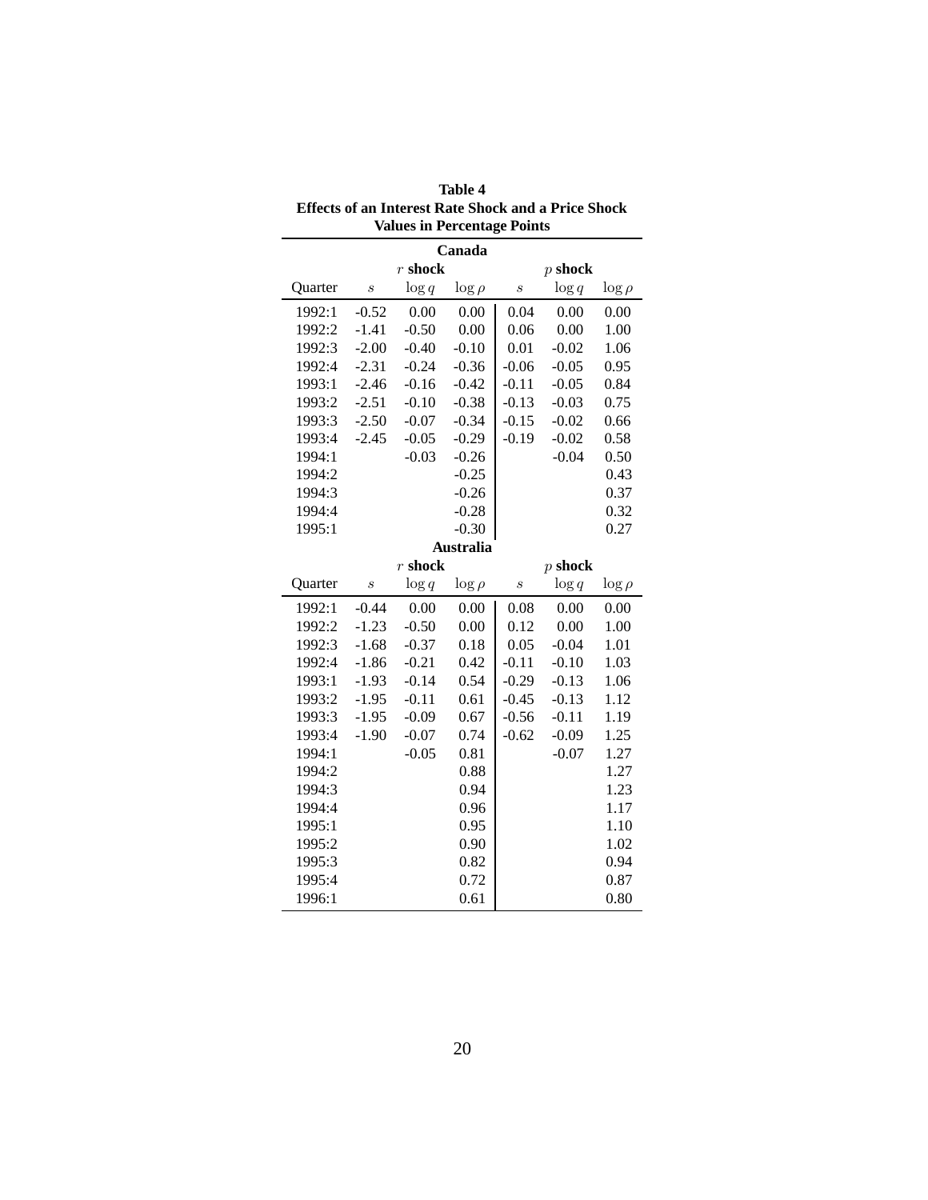**Table 4**
**Effects of an Interest Rate Shock and a Price Shock**
**Values in Percentage Points**

| | **Canada** | | | | | |
|---|---|---|---|---|---|---|
| | $r$ **shock** | | | $p$ **shock** | | |
| Quarter | $s$ | $\log q$ | $\log \rho$ | $s$ | $\log q$ | $\log \rho$ |
| 1992:1 | -0.52 | 0.00 | 0.00 | 0.04 | 0.00 | 0.00 |
| 1992:2 | -1.41 | -0.50 | 0.00 | 0.06 | 0.00 | 1.00 |
| 1992:3 | -2.00 | -0.40 | -0.10 | 0.01 | -0.02 | 1.06 |
| 1992:4 | -2.31 | -0.24 | -0.36 | -0.06 | -0.05 | 0.95 |
| 1993:1 | -2.46 | -0.16 | -0.42 | -0.11 | -0.05 | 0.84 |
| 1993:2 | -2.51 | -0.10 | -0.38 | -0.13 | -0.03 | 0.75 |
| 1993:3 | -2.50 | -0.07 | -0.34 | -0.15 | -0.02 | 0.66 |
| 1993:4 | -2.45 | -0.05 | -0.29 | -0.19 | -0.02 | 0.58 |
| 1994:1 | | -0.03 | -0.26 | | -0.04 | 0.50 |
| 1994:2 | | | -0.25 | | | 0.43 |
| 1994:3 | | | -0.26 | | | 0.37 |
| 1994:4 | | | -0.28 | | | 0.32 |
| 1995:1 | | | -0.30 | | | 0.27 |

| | **Australia** | | | | | |
|---|---|---|---|---|---|---|
| | $r$ **shock** | | | $p$ **shock** | | |
| Quarter | $s$ | $\log q$ | $\log \rho$ | $s$ | $\log q$ | $\log \rho$ |
| 1992:1 | -0.44 | 0.00 | 0.00 | 0.08 | 0.00 | 0.00 |
| 1992:2 | -1.23 | -0.50 | 0.00 | 0.12 | 0.00 | 1.00 |
| 1992:3 | -1.68 | -0.37 | 0.18 | 0.05 | -0.04 | 1.01 |
| 1992:4 | -1.86 | -0.21 | 0.42 | -0.11 | -0.10 | 1.03 |
| 1993:1 | -1.93 | -0.14 | 0.54 | -0.29 | -0.13 | 1.06 |
| 1993:2 | -1.95 | -0.11 | 0.61 | -0.45 | -0.13 | 1.12 |
| 1993:3 | -1.95 | -0.09 | 0.67 | -0.56 | -0.11 | 1.19 |
| 1993:4 | -1.90 | -0.07 | 0.74 | -0.62 | -0.09 | 1.25 |
| 1994:1 | | -0.05 | 0.81 | | -0.07 | 1.27 |
| 1994:2 | | | 0.88 | | | 1.27 |
| 1994:3 | | | 0.94 | | | 1.23 |
| 1994:4 | | | 0.96 | | | 1.17 |
| 1995:1 | | | 0.95 | | | 1.10 |
| 1995:2 | | | 0.90 | | | 1.02 |
| 1995:3 | | | 0.82 | | | 0.94 |
| 1995:4 | | | 0.72 | | | 0.87 |
| 1996:1 | | | 0.61 | | | 0.80 |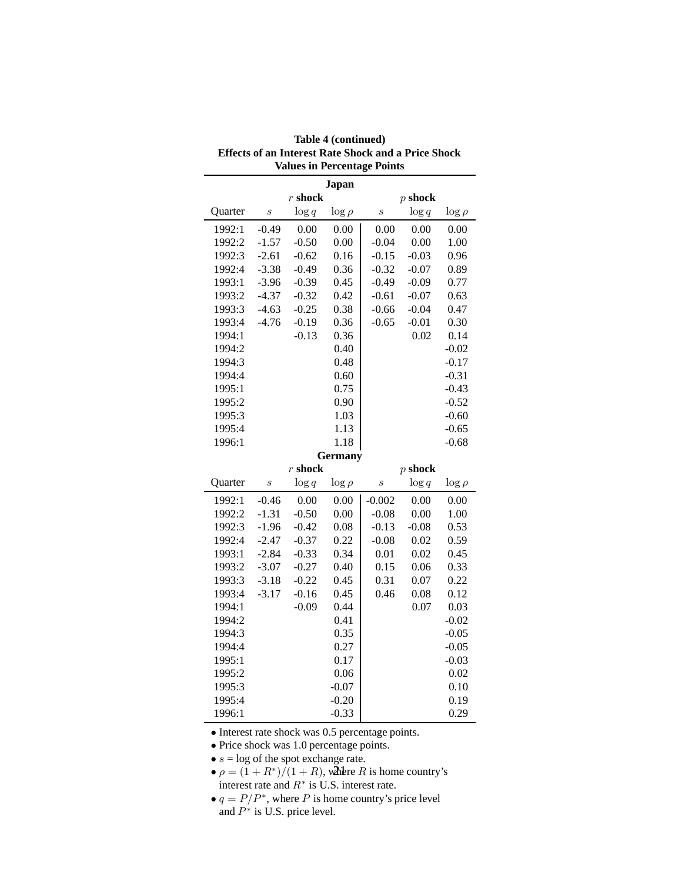**Table 4 (continued)**
**Effects of an Interest Rate Shock and a Price Shock**
**Values in Percentage Points**

**Japan**

| | $r$ **shock** | | | $p$ **shock** | | |
|---|---|---|---|---|---|---|
| Quarter | $s$ | $\log q$ | $\log \rho$ | $s$ | $\log q$ | $\log \rho$ |
| 1992:1 | -0.49 | 0.00 | 0.00 | 0.00 | 0.00 | 0.00 |
| 1992:2 | -1.57 | -0.50 | 0.00 | -0.04 | 0.00 | 1.00 |
| 1992:3 | -2.61 | -0.62 | 0.16 | -0.15 | -0.03 | 0.96 |
| 1992:4 | -3.38 | -0.49 | 0.36 | -0.32 | -0.07 | 0.89 |
| 1993:1 | -3.96 | -0.39 | 0.45 | -0.49 | -0.09 | 0.77 |
| 1993:2 | -4.37 | -0.32 | 0.42 | -0.61 | -0.07 | 0.63 |
| 1993:3 | -4.63 | -0.25 | 0.38 | -0.66 | -0.04 | 0.47 |
| 1993:4 | -4.76 | -0.19 | 0.36 | -0.65 | -0.01 | 0.30 |
| 1994:1 | | -0.13 | 0.36 | | 0.02 | 0.14 |
| 1994:2 | | | 0.40 | | | -0.02 |
| 1994:3 | | | 0.48 | | | -0.17 |
| 1994:4 | | | 0.60 | | | -0.31 |
| 1995:1 | | | 0.75 | | | -0.43 |
| 1995:2 | | | 0.90 | | | -0.52 |
| 1995:3 | | | 1.03 | | | -0.60 |
| 1995:4 | | | 1.13 | | | -0.65 |
| 1996:1 | | | 1.18 | | | -0.68 |

**Germany**

| | $r$ **shock** | | | $p$ **shock** | | |
|---|---|---|---|---|---|---|
| Quarter | $s$ | $\log q$ | $\log \rho$ | $s$ | $\log q$ | $\log \rho$ |
| 1992:1 | -0.46 | 0.00 | 0.00 | -0.002 | 0.00 | 0.00 |
| 1992:2 | -1.31 | -0.50 | 0.00 | -0.08 | 0.00 | 1.00 |
| 1992:3 | -1.96 | -0.42 | 0.08 | -0.13 | -0.08 | 0.53 |
| 1992:4 | -2.47 | -0.37 | 0.22 | -0.08 | 0.02 | 0.59 |
| 1993:1 | -2.84 | -0.33 | 0.34 | 0.01 | 0.02 | 0.45 |
| 1993:2 | -3.07 | -0.27 | 0.40 | 0.15 | 0.06 | 0.33 |
| 1993:3 | -3.18 | -0.22 | 0.45 | 0.31 | 0.07 | 0.22 |
| 1993:4 | -3.17 | -0.16 | 0.45 | 0.46 | 0.08 | 0.12 |
| 1994:1 | | -0.09 | 0.44 | | 0.07 | 0.03 |
| 1994:2 | | | 0.41 | | | -0.02 |
| 1994:3 | | | 0.35 | | | -0.05 |
| 1994:4 | | | 0.27 | | | -0.05 |
| 1995:1 | | | 0.17 | | | -0.03 |
| 1995:2 | | | 0.06 | | | 0.02 |
| 1995:3 | | | -0.07 | | | 0.10 |
| 1995:4 | | | -0.20 | | | 0.19 |
| 1996:1 | | | -0.33 | | | 0.29 |

- Interest rate shock was 0.5 percentage points.
- Price shock was 1.0 percentage points.
- $s$ = log of the spot exchange rate.
- $\rho = (1 + R^*)/(1 + R)$, where $R$ is home country's interest rate and $R^*$ is U.S. interest rate.
- $q = P/P^*$, where $P$ is home country's price level and $P^*$ is U.S. price level.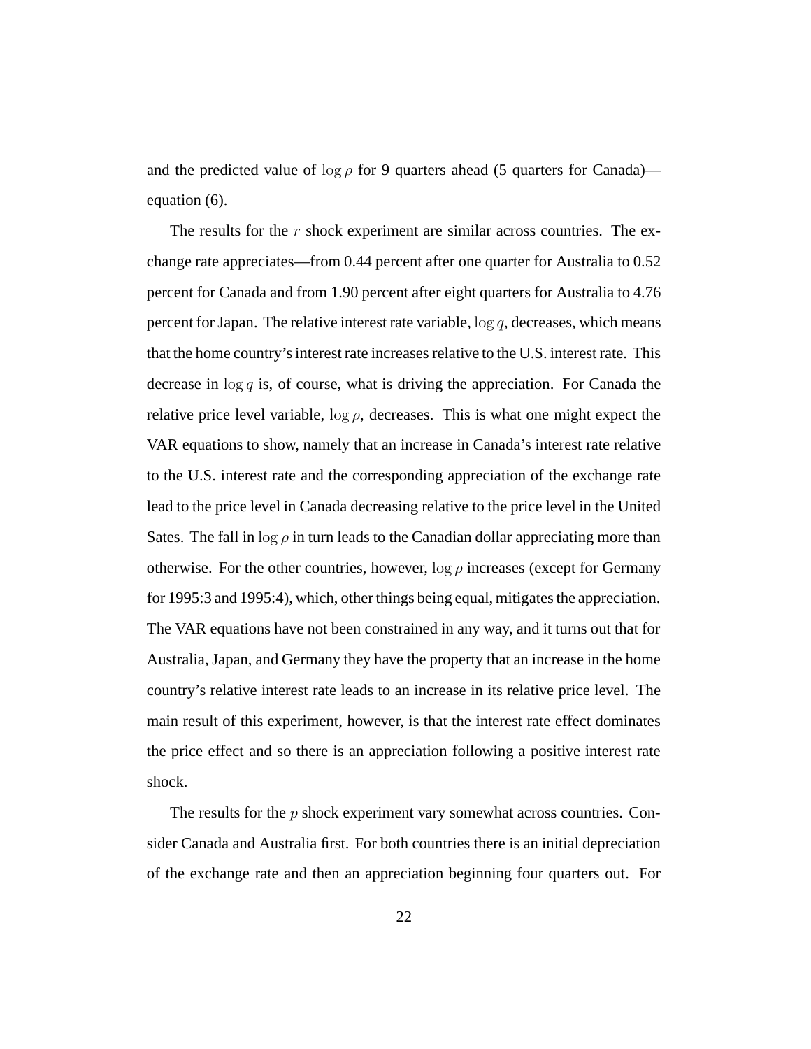and the predicted value of $\log \rho$ for 9 quarters ahead (5 quarters for Canada)—equation (6).

The results for the $r$ shock experiment are similar across countries. The exchange rate appreciates—from 0.44 percent after one quarter for Australia to 0.52 percent for Canada and from 1.90 percent after eight quarters for Australia to 4.76 percent for Japan. The relative interest rate variable, $\log q$, decreases, which means that the home country's interest rate increases relative to the U.S. interest rate. This decrease in $\log q$ is, of course, what is driving the appreciation. For Canada the relative price level variable, $\log \rho$, decreases. This is what one might expect the VAR equations to show, namely that an increase in Canada's interest rate relative to the U.S. interest rate and the corresponding appreciation of the exchange rate lead to the price level in Canada decreasing relative to the price level in the United Sates. The fall in $\log \rho$ in turn leads to the Canadian dollar appreciating more than otherwise. For the other countries, however, $\log \rho$ increases (except for Germany for 1995:3 and 1995:4), which, other things being equal, mitigates the appreciation. The VAR equations have not been constrained in any way, and it turns out that for Australia, Japan, and Germany they have the property that an increase in the home country's relative interest rate leads to an increase in its relative price level. The main result of this experiment, however, is that the interest rate effect dominates the price effect and so there is an appreciation following a positive interest rate shock.

The results for the $p$ shock experiment vary somewhat across countries. Consider Canada and Australia first. For both countries there is an initial depreciation of the exchange rate and then an appreciation beginning four quarters out. For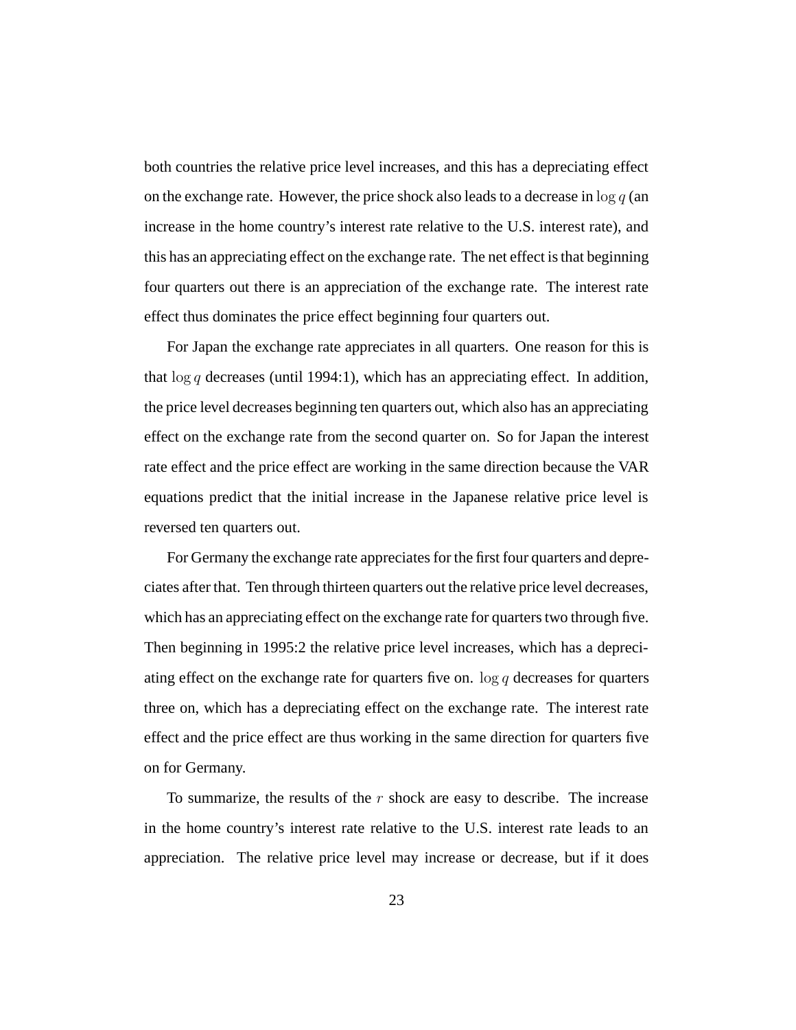both countries the relative price level increases, and this has a depreciating effect on the exchange rate. However, the price shock also leads to a decrease in $\log q$ (an increase in the home country's interest rate relative to the U.S. interest rate), and this has an appreciating effect on the exchange rate. The net effect is that beginning four quarters out there is an appreciation of the exchange rate. The interest rate effect thus dominates the price effect beginning four quarters out.

For Japan the exchange rate appreciates in all quarters. One reason for this is that $\log q$ decreases (until 1994:1), which has an appreciating effect. In addition, the price level decreases beginning ten quarters out, which also has an appreciating effect on the exchange rate from the second quarter on. So for Japan the interest rate effect and the price effect are working in the same direction because the VAR equations predict that the initial increase in the Japanese relative price level is reversed ten quarters out.

For Germany the exchange rate appreciates for the first four quarters and depreciates after that. Ten through thirteen quarters out the relative price level decreases, which has an appreciating effect on the exchange rate for quarters two through five. Then beginning in 1995:2 the relative price level increases, which has a depreciating effect on the exchange rate for quarters five on. $\log q$ decreases for quarters three on, which has a depreciating effect on the exchange rate. The interest rate effect and the price effect are thus working in the same direction for quarters five on for Germany.

To summarize, the results of the $r$ shock are easy to describe. The increase in the home country's interest rate relative to the U.S. interest rate leads to an appreciation. The relative price level may increase or decrease, but if it does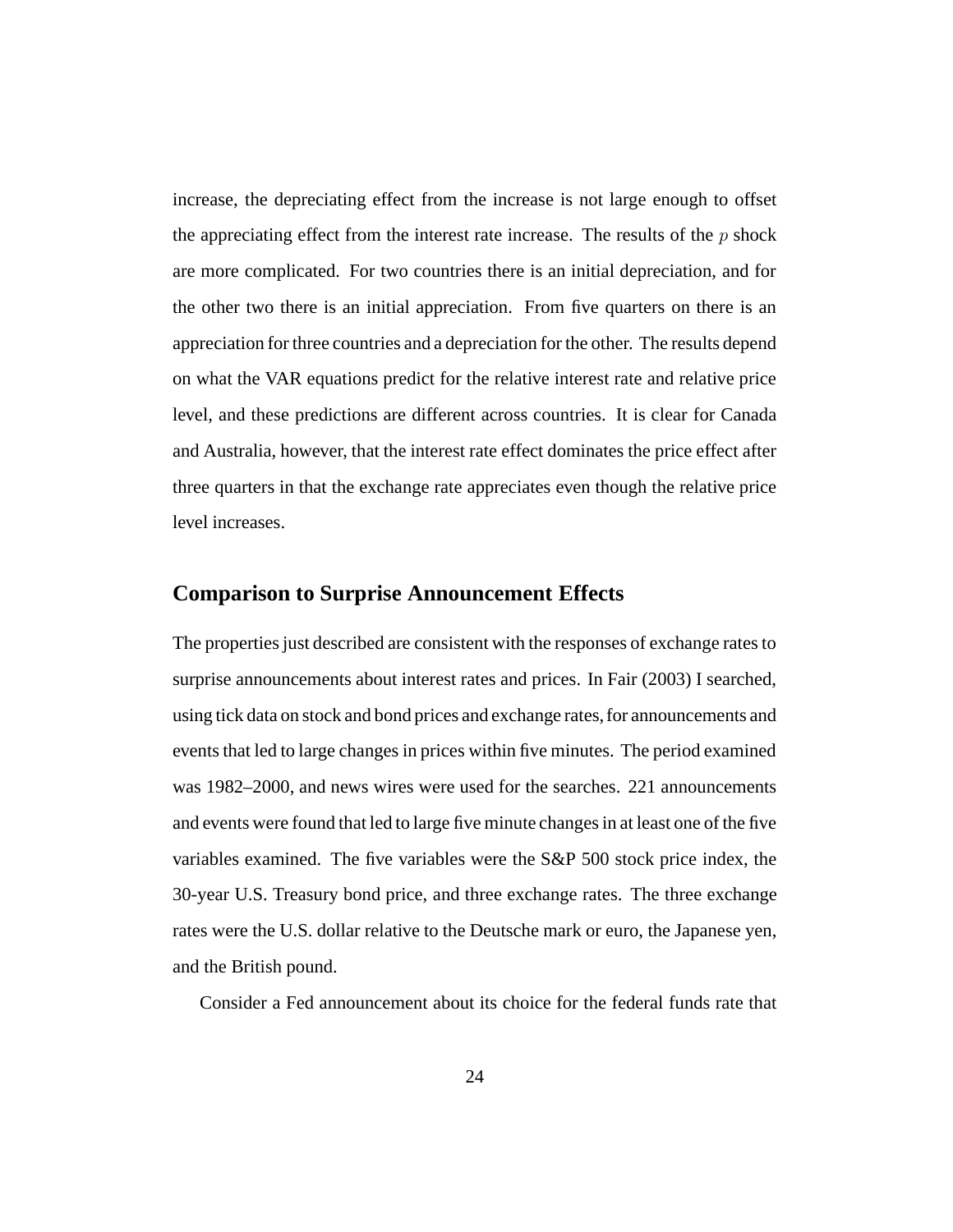increase, the depreciating effect from the increase is not large enough to offset the appreciating effect from the interest rate increase. The results of the $p$ shock are more complicated. For two countries there is an initial depreciation, and for the other two there is an initial appreciation. From five quarters on there is an appreciation for three countries and a depreciation for the other. The results depend on what the VAR equations predict for the relative interest rate and relative price level, and these predictions are different across countries. It is clear for Canada and Australia, however, that the interest rate effect dominates the price effect after three quarters in that the exchange rate appreciates even though the relative price level increases.

## Comparison to Surprise Announcement Effects

The properties just described are consistent with the responses of exchange rates to surprise announcements about interest rates and prices. In Fair (2003) I searched, using tick data on stock and bond prices and exchange rates, for announcements and events that led to large changes in prices within five minutes. The period examined was 1982–2000, and news wires were used for the searches. 221 announcements and events were found that led to large five minute changes in at least one of the five variables examined. The five variables were the S&P 500 stock price index, the 30-year U.S. Treasury bond price, and three exchange rates. The three exchange rates were the U.S. dollar relative to the Deutsche mark or euro, the Japanese yen, and the British pound.

Consider a Fed announcement about its choice for the federal funds rate that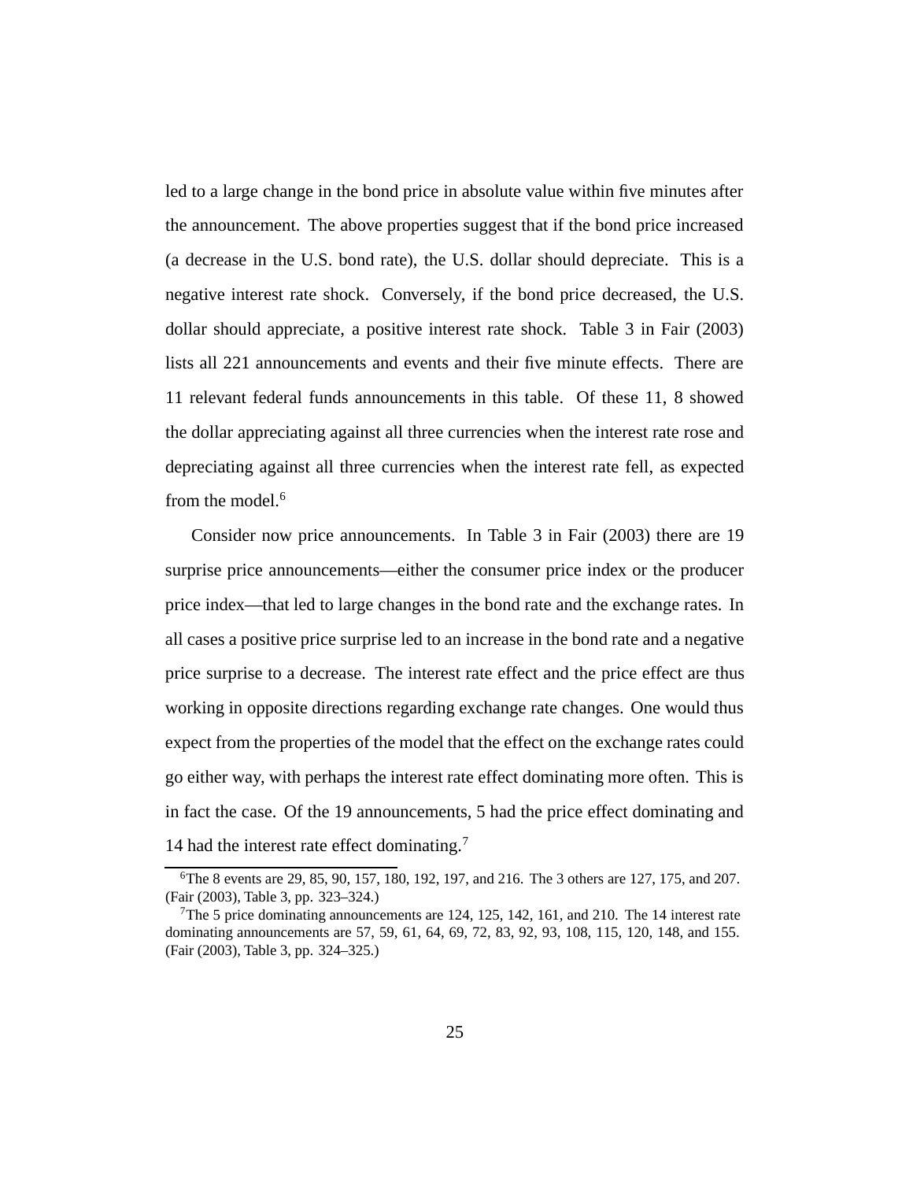led to a large change in the bond price in absolute value within five minutes after the announcement. The above properties suggest that if the bond price increased (a decrease in the U.S. bond rate), the U.S. dollar should depreciate. This is a negative interest rate shock. Conversely, if the bond price decreased, the U.S. dollar should appreciate, a positive interest rate shock. Table 3 in Fair (2003) lists all 221 announcements and events and their five minute effects. There are 11 relevant federal funds announcements in this table. Of these 11, 8 showed the dollar appreciating against all three currencies when the interest rate rose and depreciating against all three currencies when the interest rate fell, as expected from the model.[6]

Consider now price announcements. In Table 3 in Fair (2003) there are 19 surprise price announcements—either the consumer price index or the producer price index—that led to large changes in the bond rate and the exchange rates. In all cases a positive price surprise led to an increase in the bond rate and a negative price surprise to a decrease. The interest rate effect and the price effect are thus working in opposite directions regarding exchange rate changes. One would thus expect from the properties of the model that the effect on the exchange rates could go either way, with perhaps the interest rate effect dominating more often. This is in fact the case. Of the 19 announcements, 5 had the price effect dominating and 14 had the interest rate effect dominating.[7]

---

[6]The 8 events are 29, 85, 90, 157, 180, 192, 197, and 216. The 3 others are 127, 175, and 207. (Fair (2003), Table 3, pp. 323–324.)

[7]The 5 price dominating announcements are 124, 125, 142, 161, and 210. The 14 interest rate dominating announcements are 57, 59, 61, 64, 69, 72, 83, 92, 93, 108, 115, 120, 148, and 155. (Fair (2003), Table 3, pp. 324–325.)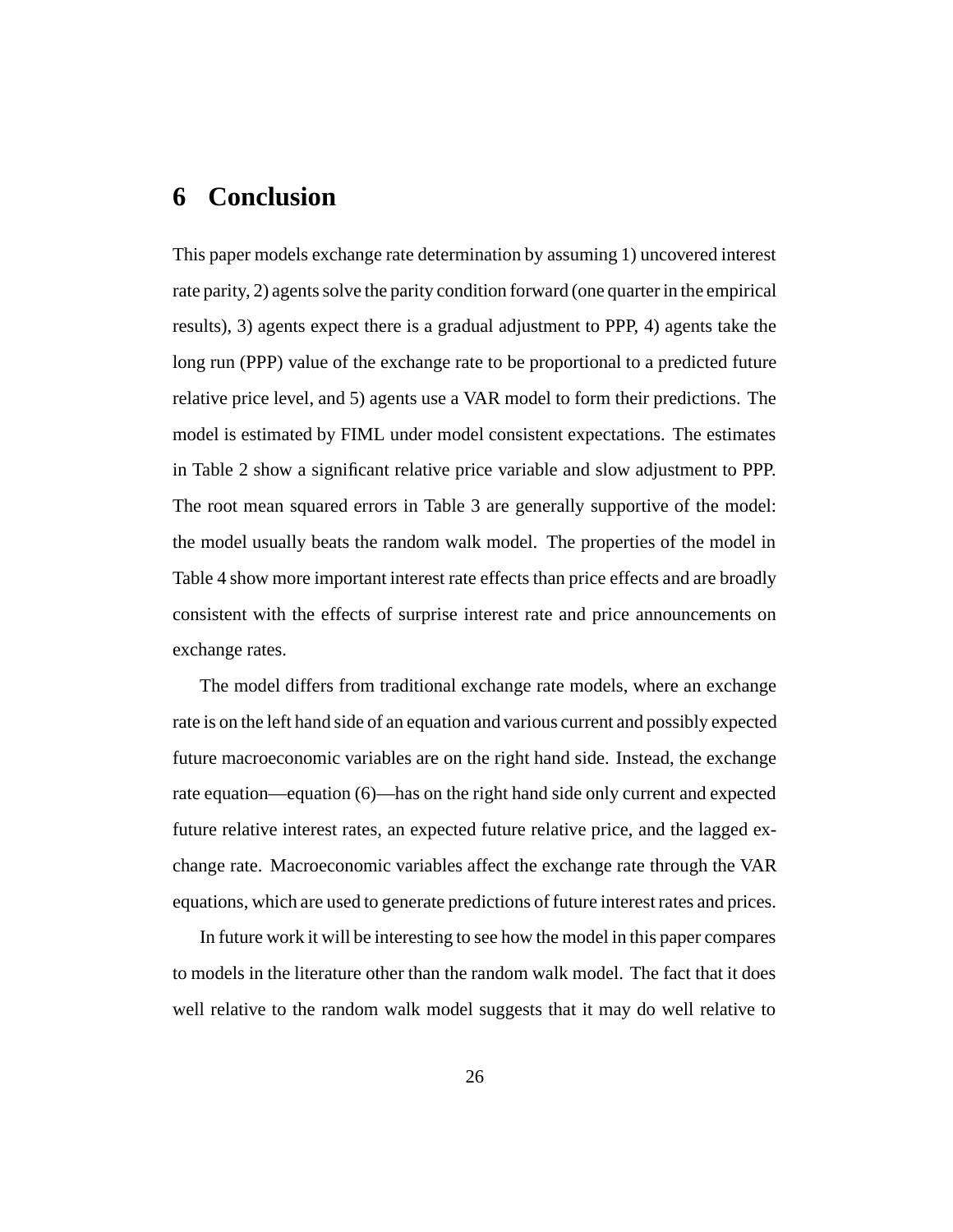# 6 Conclusion

This paper models exchange rate determination by assuming 1) uncovered interest rate parity, 2) agents solve the parity condition forward (one quarter in the empirical results), 3) agents expect there is a gradual adjustment to PPP, 4) agents take the long run (PPP) value of the exchange rate to be proportional to a predicted future relative price level, and 5) agents use a VAR model to form their predictions. The model is estimated by FIML under model consistent expectations. The estimates in Table 2 show a significant relative price variable and slow adjustment to PPP. The root mean squared errors in Table 3 are generally supportive of the model: the model usually beats the random walk model. The properties of the model in Table 4 show more important interest rate effects than price effects and are broadly consistent with the effects of surprise interest rate and price announcements on exchange rates.

The model differs from traditional exchange rate models, where an exchange rate is on the left hand side of an equation and various current and possibly expected future macroeconomic variables are on the right hand side. Instead, the exchange rate equation—equation (6)—has on the right hand side only current and expected future relative interest rates, an expected future relative price, and the lagged exchange rate. Macroeconomic variables affect the exchange rate through the VAR equations, which are used to generate predictions of future interest rates and prices.

In future work it will be interesting to see how the model in this paper compares to models in the literature other than the random walk model. The fact that it does well relative to the random walk model suggests that it may do well relative to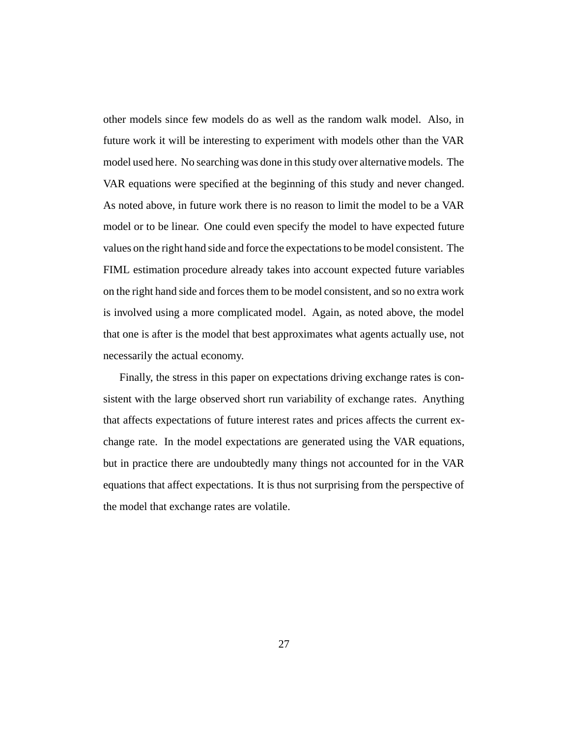other models since few models do as well as the random walk model. Also, in future work it will be interesting to experiment with models other than the VAR model used here. No searching was done in this study over alternative models. The VAR equations were specified at the beginning of this study and never changed. As noted above, in future work there is no reason to limit the model to be a VAR model or to be linear. One could even specify the model to have expected future values on the right hand side and force the expectations to be model consistent. The FIML estimation procedure already takes into account expected future variables on the right hand side and forces them to be model consistent, and so no extra work is involved using a more complicated model. Again, as noted above, the model that one is after is the model that best approximates what agents actually use, not necessarily the actual economy.

Finally, the stress in this paper on expectations driving exchange rates is consistent with the large observed short run variability of exchange rates. Anything that affects expectations of future interest rates and prices affects the current exchange rate. In the model expectations are generated using the VAR equations, but in practice there are undoubtedly many things not accounted for in the VAR equations that affect expectations. It is thus not surprising from the perspective of the model that exchange rates are volatile.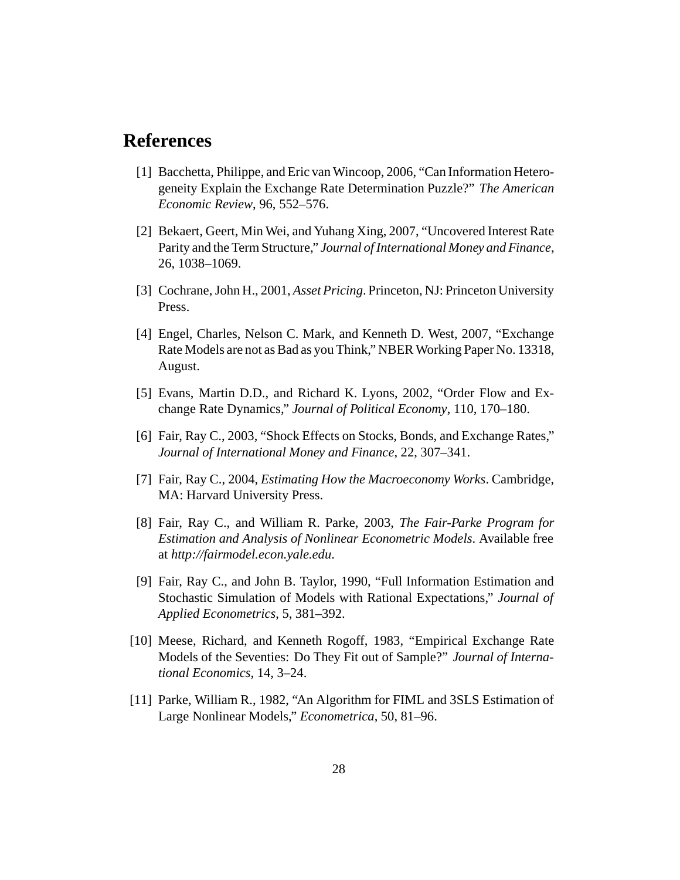# References

[1] Bacchetta, Philippe, and Eric van Wincoop, 2006, "Can Information Heterogeneity Explain the Exchange Rate Determination Puzzle?" *The American Economic Review*, 96, 552–576.

[2] Bekaert, Geert, Min Wei, and Yuhang Xing, 2007, "Uncovered Interest Rate Parity and the Term Structure," *Journal of International Money and Finance*, 26, 1038–1069.

[3] Cochrane, John H., 2001, *Asset Pricing*. Princeton, NJ: Princeton University Press.

[4] Engel, Charles, Nelson C. Mark, and Kenneth D. West, 2007, "Exchange Rate Models are not as Bad as you Think," NBER Working Paper No. 13318, August.

[5] Evans, Martin D.D., and Richard K. Lyons, 2002, "Order Flow and Exchange Rate Dynamics," *Journal of Political Economy*, 110, 170–180.

[6] Fair, Ray C., 2003, "Shock Effects on Stocks, Bonds, and Exchange Rates," *Journal of International Money and Finance*, 22, 307–341.

[7] Fair, Ray C., 2004, *Estimating How the Macroeconomy Works*. Cambridge, MA: Harvard University Press.

[8] Fair, Ray C., and William R. Parke, 2003, *The Fair-Parke Program for Estimation and Analysis of Nonlinear Econometric Models*. Available free at *http://fairmodel.econ.yale.edu*.

[9] Fair, Ray C., and John B. Taylor, 1990, "Full Information Estimation and Stochastic Simulation of Models with Rational Expectations," *Journal of Applied Econometrics*, 5, 381–392.

[10] Meese, Richard, and Kenneth Rogoff, 1983, "Empirical Exchange Rate Models of the Seventies: Do They Fit out of Sample?" *Journal of International Economics*, 14, 3–24.

[11] Parke, William R., 1982, "An Algorithm for FIML and 3SLS Estimation of Large Nonlinear Models," *Econometrica*, 50, 81–96.